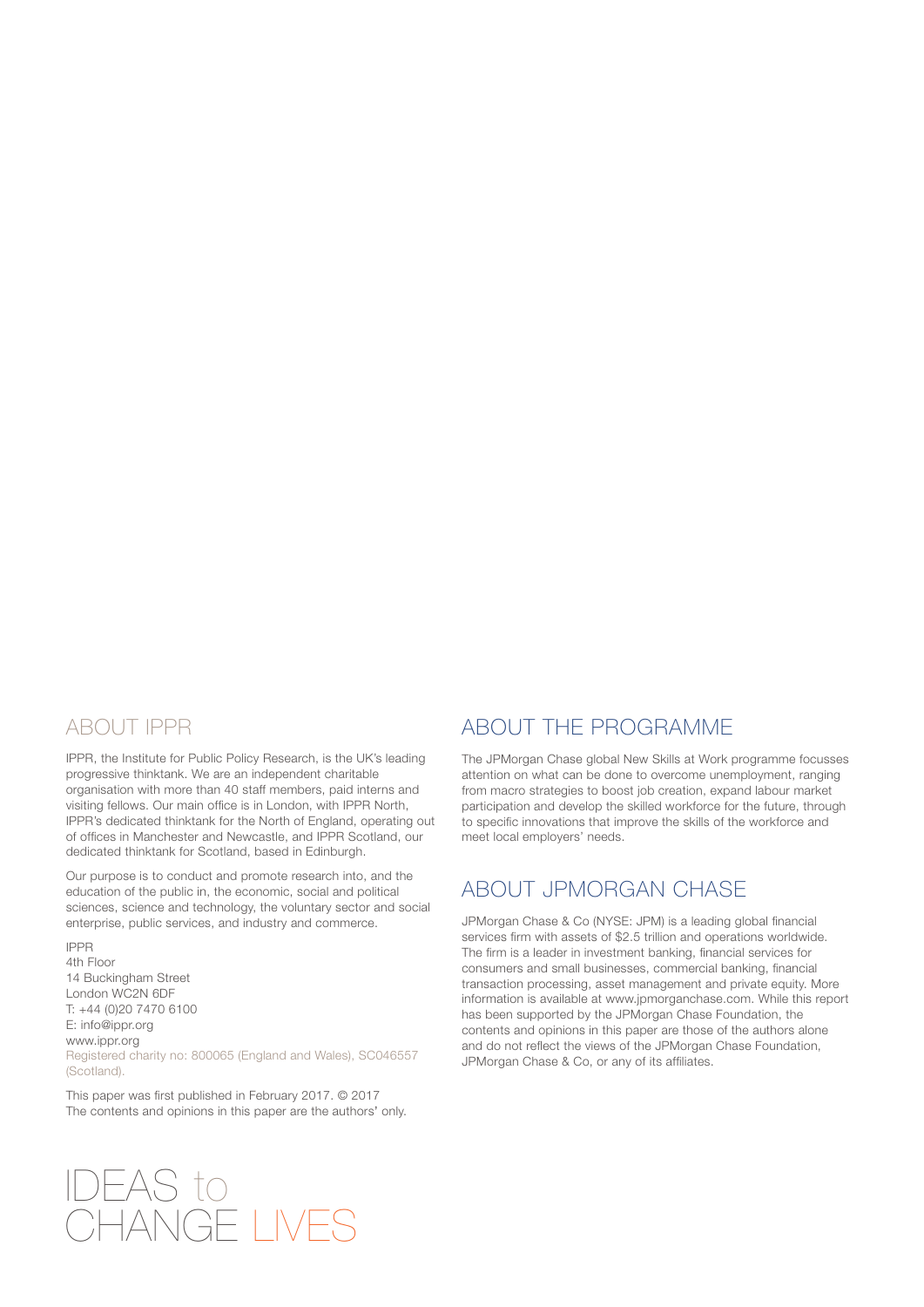## ABOUT IPPR

IPPR, the Institute for Public Policy Research, is the UK's leading progressive thinktank. We are an independent charitable organisation with more than 40 staff members, paid interns and visiting fellows. Our main office is in London, with IPPR North, IPPR's dedicated thinktank for the North of England, operating out of offices in Manchester and Newcastle, and IPPR Scotland, our dedicated thinktank for Scotland, based in Edinburgh.

Our purpose is to conduct and promote research into, and the education of the public in, the economic, social and political sciences, science and technology, the voluntary sector and social enterprise, public services, and industry and commerce.

IPPR
4th Floor
14 Buckingham Street
London WC2N 6DF
T: +44 (0)20 7470 6100
E: info@ippr.org
www.ippr.org
Registered charity no: 800065 (England and Wales), SC046557 (Scotland).

This paper was first published in February 2017. © 2017
The contents and opinions in this paper are the authors' only.

IDEAS to CHANGE LIVES

## ABOUT THE PROGRAMME

The JPMorgan Chase global New Skills at Work programme focusses attention on what can be done to overcome unemployment, ranging from macro strategies to boost job creation, expand labour market participation and develop the skilled workforce for the future, through to specific innovations that improve the skills of the workforce and meet local employers' needs.

## ABOUT JPMORGAN CHASE

JPMorgan Chase & Co (NYSE: JPM) is a leading global financial services firm with assets of $2.5 trillion and operations worldwide. The firm is a leader in investment banking, financial services for consumers and small businesses, commercial banking, financial transaction processing, asset management and private equity. More information is available at www.jpmorganchase.com. While this report has been supported by the JPMorgan Chase Foundation, the contents and opinions in this paper are those of the authors alone and do not reflect the views of the JPMorgan Chase Foundation, JPMorgan Chase & Co, or any of its affiliates.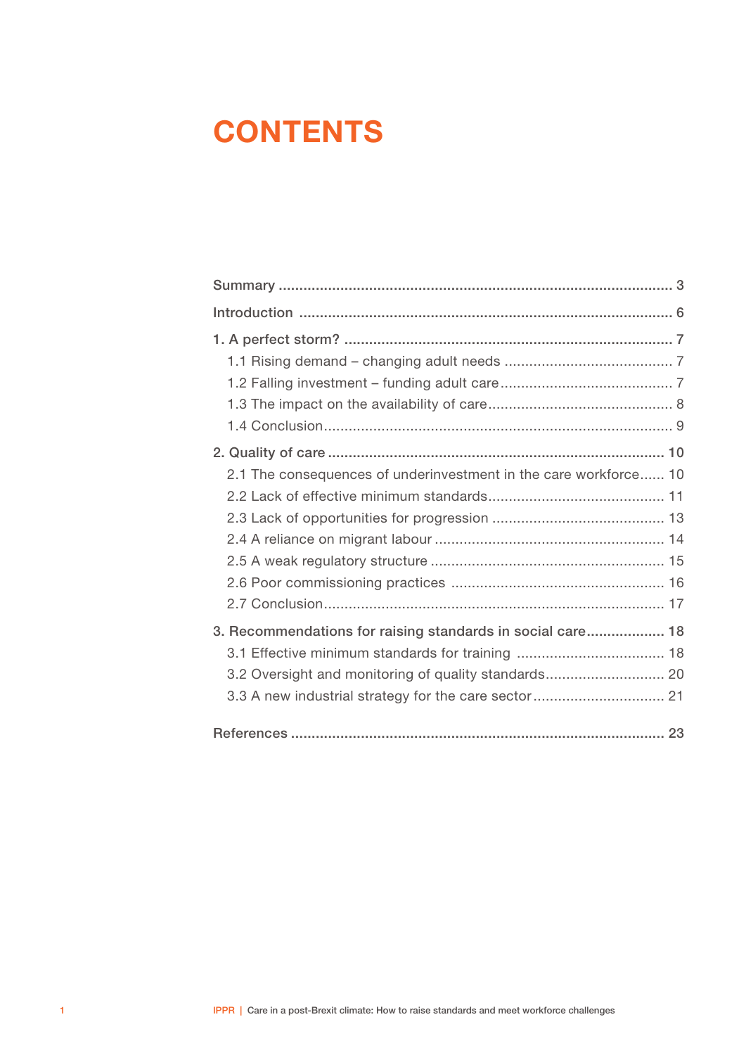# CONTENTS

Summary ..... 3

Introduction ..... 6

1. A perfect storm? ..... 7
   - 1.1 Rising demand – changing adult needs ..... 7
   - 1.2 Falling investment – funding adult care ..... 7
   - 1.3 The impact on the availability of care ..... 8
   - 1.4 Conclusion ..... 9

2. Quality of care ..... 10
   - 2.1 The consequences of underinvestment in the care workforce ..... 10
   - 2.2 Lack of effective minimum standards ..... 11
   - 2.3 Lack of opportunities for progression ..... 13
   - 2.4 A reliance on migrant labour ..... 14
   - 2.5 A weak regulatory structure ..... 15
   - 2.6 Poor commissioning practices ..... 16
   - 2.7 Conclusion ..... 17

3. Recommendations for raising standards in social care ..... 18
   - 3.1 Effective minimum standards for training ..... 18
   - 3.2 Oversight and monitoring of quality standards ..... 20
   - 3.3 A new industrial strategy for the care sector ..... 21

References ..... 23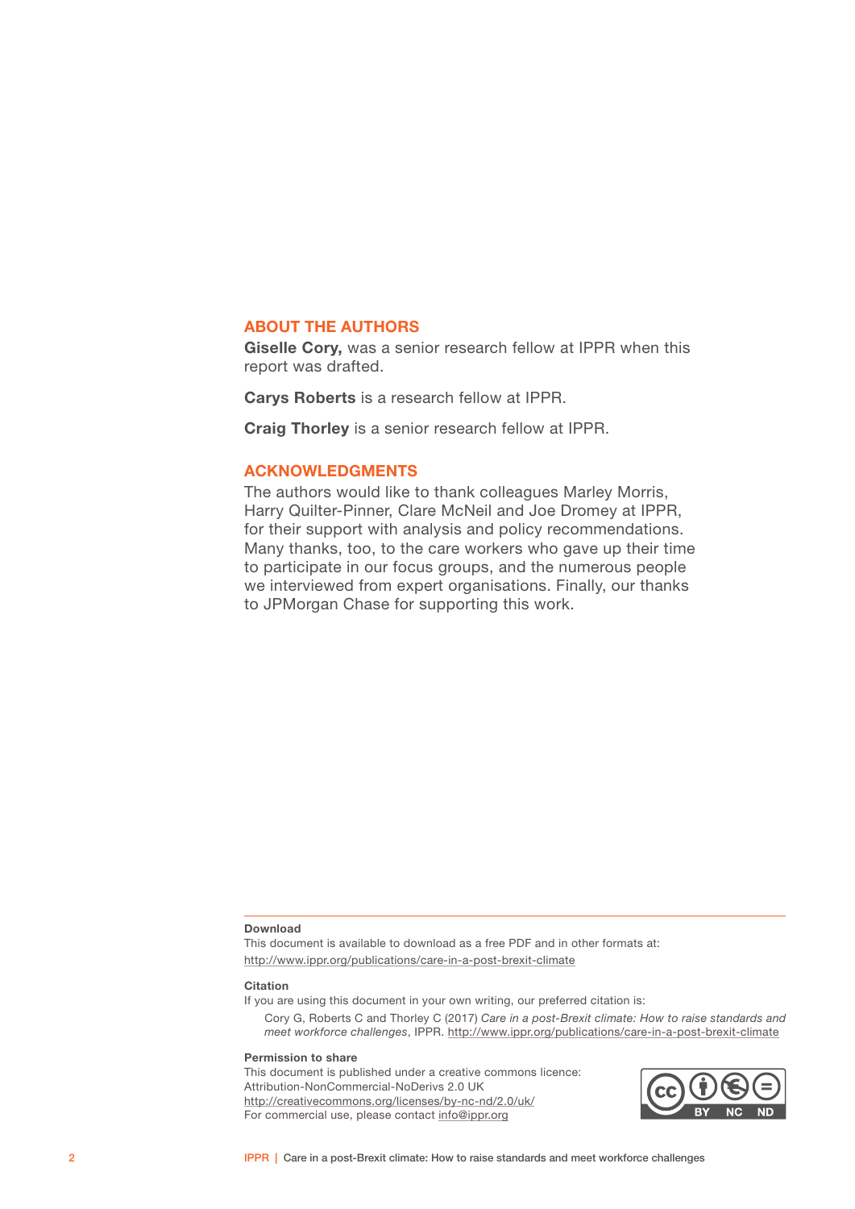## ABOUT THE AUTHORS

**Giselle Cory,** was a senior research fellow at IPPR when this report was drafted.

**Carys Roberts** is a research fellow at IPPR.

**Craig Thorley** is a senior research fellow at IPPR.

## ACKNOWLEDGMENTS

The authors would like to thank colleagues Marley Morris, Harry Quilter-Pinner, Clare McNeil and Joe Dromey at IPPR, for their support with analysis and policy recommendations. Many thanks, too, to the care workers who gave up their time to participate in our focus groups, and the numerous people we interviewed from expert organisations. Finally, our thanks to JPMorgan Chase for supporting this work.

**Download**

This document is available to download as a free PDF and in other formats at:
http://www.ippr.org/publications/care-in-a-post-brexit-climate

**Citation**

If you are using this document in your own writing, our preferred citation is:

Cory G, Roberts C and Thorley C (2017) *Care in a post-Brexit climate: How to raise standards and meet workforce challenges*, IPPR. http://www.ippr.org/publications/care-in-a-post-brexit-climate

**Permission to share**

This document is published under a creative commons licence:
Attribution-NonCommercial-NoDerivs 2.0 UK
http://creativecommons.org/licenses/by-nc-nd/2.0/uk/
For commercial use, please contact info@ippr.org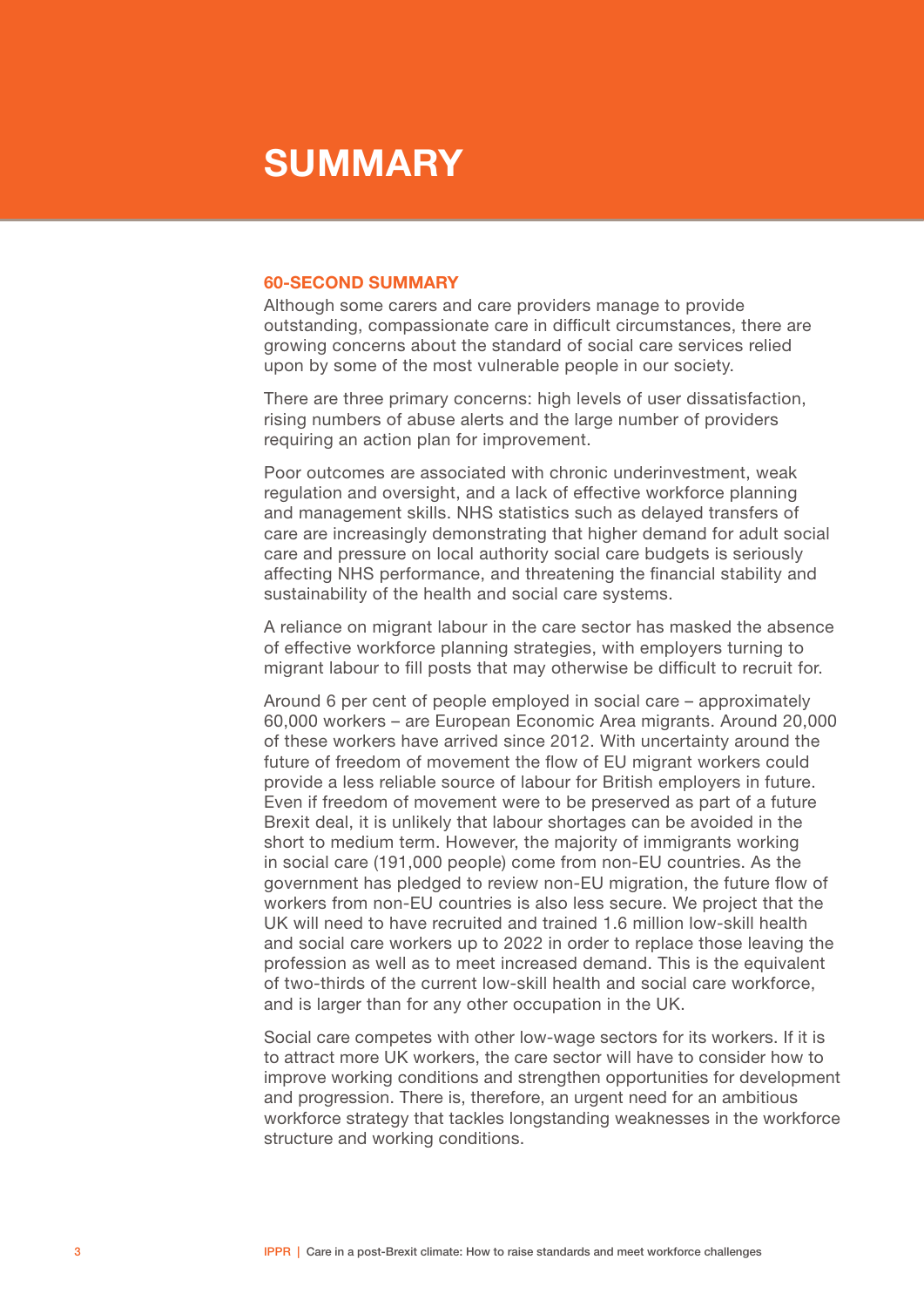# SUMMARY

## 60-SECOND SUMMARY

Although some carers and care providers manage to provide outstanding, compassionate care in difficult circumstances, there are growing concerns about the standard of social care services relied upon by some of the most vulnerable people in our society.

There are three primary concerns: high levels of user dissatisfaction, rising numbers of abuse alerts and the large number of providers requiring an action plan for improvement.

Poor outcomes are associated with chronic underinvestment, weak regulation and oversight, and a lack of effective workforce planning and management skills. NHS statistics such as delayed transfers of care are increasingly demonstrating that higher demand for adult social care and pressure on local authority social care budgets is seriously affecting NHS performance, and threatening the financial stability and sustainability of the health and social care systems.

A reliance on migrant labour in the care sector has masked the absence of effective workforce planning strategies, with employers turning to migrant labour to fill posts that may otherwise be difficult to recruit for.

Around 6 per cent of people employed in social care – approximately 60,000 workers – are European Economic Area migrants. Around 20,000 of these workers have arrived since 2012. With uncertainty around the future of freedom of movement the flow of EU migrant workers could provide a less reliable source of labour for British employers in future. Even if freedom of movement were to be preserved as part of a future Brexit deal, it is unlikely that labour shortages can be avoided in the short to medium term. However, the majority of immigrants working in social care (191,000 people) come from non-EU countries. As the government has pledged to review non-EU migration, the future flow of workers from non-EU countries is also less secure. We project that the UK will need to have recruited and trained 1.6 million low-skill health and social care workers up to 2022 in order to replace those leaving the profession as well as to meet increased demand. This is the equivalent of two-thirds of the current low-skill health and social care workforce, and is larger than for any other occupation in the UK.

Social care competes with other low-wage sectors for its workers. If it is to attract more UK workers, the care sector will have to consider how to improve working conditions and strengthen opportunities for development and progression. There is, therefore, an urgent need for an ambitious workforce strategy that tackles longstanding weaknesses in the workforce structure and working conditions.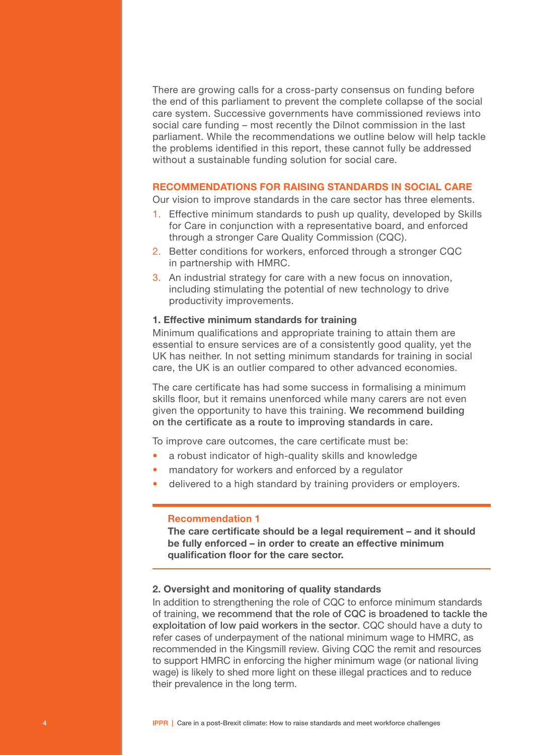There are growing calls for a cross-party consensus on funding before the end of this parliament to prevent the complete collapse of the social care system. Successive governments have commissioned reviews into social care funding – most recently the Dilnot commission in the last parliament. While the recommendations we outline below will help tackle the problems identified in this report, these cannot fully be addressed without a sustainable funding solution for social care.

## RECOMMENDATIONS FOR RAISING STANDARDS IN SOCIAL CARE

Our vision to improve standards in the care sector has three elements.

1. Effective minimum standards to push up quality, developed by Skills for Care in conjunction with a representative board, and enforced through a stronger Care Quality Commission (CQC).
2. Better conditions for workers, enforced through a stronger CQC in partnership with HMRC.
3. An industrial strategy for care with a new focus on innovation, including stimulating the potential of new technology to drive productivity improvements.

### 1. Effective minimum standards for training

Minimum qualifications and appropriate training to attain them are essential to ensure services are of a consistently good quality, yet the UK has neither. In not setting minimum standards for training in social care, the UK is an outlier compared to other advanced economies.

The care certificate has had some success in formalising a minimum skills floor, but it remains unenforced while many carers are not even given the opportunity to have this training. **We recommend building on the certificate as a route to improving standards in care.**

To improve care outcomes, the care certificate must be:

- a robust indicator of high-quality skills and knowledge
- mandatory for workers and enforced by a regulator
- delivered to a high standard by training providers or employers.

**Recommendation 1**

**The care certificate should be a legal requirement – and it should be fully enforced – in order to create an effective minimum qualification floor for the care sector.**

### 2. Oversight and monitoring of quality standards

In addition to strengthening the role of CQC to enforce minimum standards of training, **we recommend that the role of CQC is broadened to tackle the exploitation of low paid workers in the sector**. CQC should have a duty to refer cases of underpayment of the national minimum wage to HMRC, as recommended in the Kingsmill review. Giving CQC the remit and resources to support HMRC in enforcing the higher minimum wage (or national living wage) is likely to shed more light on these illegal practices and to reduce their prevalence in the long term.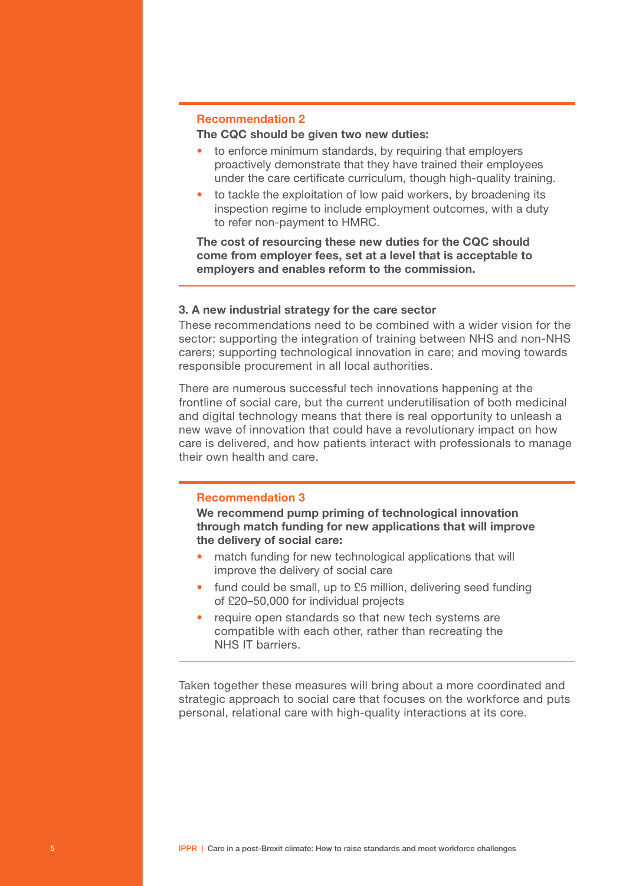**Recommendation 2**

**The CQC should be given two new duties:**

- to enforce minimum standards, by requiring that employers proactively demonstrate that they have trained their employees under the care certificate curriculum, though high-quality training.
- to tackle the exploitation of low paid workers, by broadening its inspection regime to include employment outcomes, with a duty to refer non-payment to HMRC.

**The cost of resourcing these new duties for the CQC should come from employer fees, set at a level that is acceptable to employers and enables reform to the commission.**

### 3. A new industrial strategy for the care sector

These recommendations need to be combined with a wider vision for the sector: supporting the integration of training between NHS and non-NHS carers; supporting technological innovation in care; and moving towards responsible procurement in all local authorities.

There are numerous successful tech innovations happening at the frontline of social care, but the current underutilisation of both medicinal and digital technology means that there is real opportunity to unleash a new wave of innovation that could have a revolutionary impact on how care is delivered, and how patients interact with professionals to manage their own health and care.

**Recommendation 3**

**We recommend pump priming of technological innovation through match funding for new applications that will improve the delivery of social care:**

- match funding for new technological applications that will improve the delivery of social care
- fund could be small, up to £5 million, delivering seed funding of £20–50,000 for individual projects
- require open standards so that new tech systems are compatible with each other, rather than recreating the NHS IT barriers.

Taken together these measures will bring about a more coordinated and strategic approach to social care that focuses on the workforce and puts personal, relational care with high-quality interactions at its core.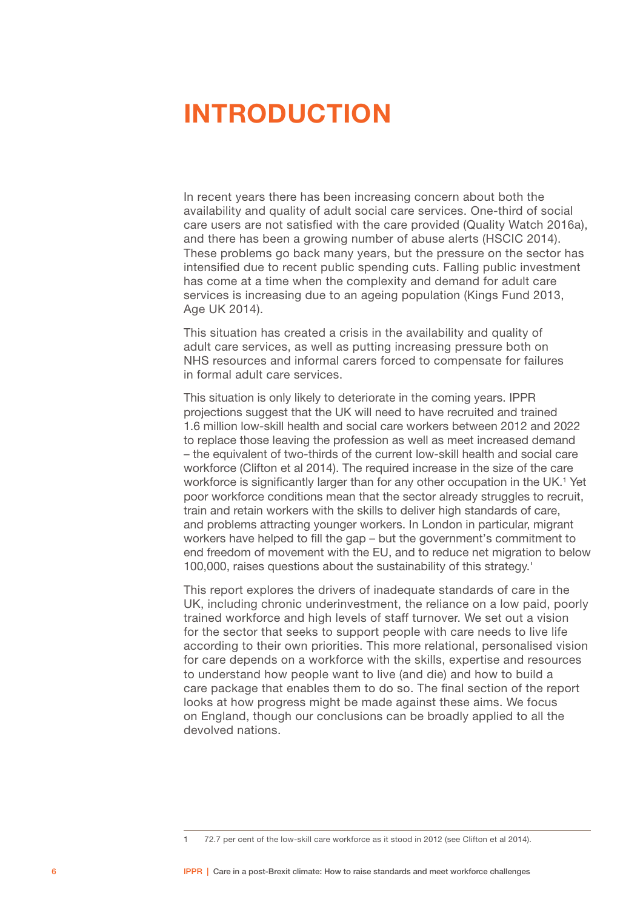# INTRODUCTION

In recent years there has been increasing concern about both the availability and quality of adult social care services. One-third of social care users are not satisfied with the care provided (Quality Watch 2016a), and there has been a growing number of abuse alerts (HSCIC 2014). These problems go back many years, but the pressure on the sector has intensified due to recent public spending cuts. Falling public investment has come at a time when the complexity and demand for adult care services is increasing due to an ageing population (Kings Fund 2013, Age UK 2014).

This situation has created a crisis in the availability and quality of adult care services, as well as putting increasing pressure both on NHS resources and informal carers forced to compensate for failures in formal adult care services.

This situation is only likely to deteriorate in the coming years. IPPR projections suggest that the UK will need to have recruited and trained 1.6 million low-skill health and social care workers between 2012 and 2022 to replace those leaving the profession as well as meet increased demand – the equivalent of two-thirds of the current low-skill health and social care workforce (Clifton et al 2014). The required increase in the size of the care workforce is significantly larger than for any other occupation in the UK.[1] Yet poor workforce conditions mean that the sector already struggles to recruit, train and retain workers with the skills to deliver high standards of care, and problems attracting younger workers. In London in particular, migrant workers have helped to fill the gap – but the government's commitment to end freedom of movement with the EU, and to reduce net migration to below 100,000, raises questions about the sustainability of this strategy.'

This report explores the drivers of inadequate standards of care in the UK, including chronic underinvestment, the reliance on a low paid, poorly trained workforce and high levels of staff turnover. We set out a vision for the sector that seeks to support people with care needs to live life according to their own priorities. This more relational, personalised vision for care depends on a workforce with the skills, expertise and resources to understand how people want to live (and die) and how to build a care package that enables them to do so. The final section of the report looks at how progress might be made against these aims. We focus on England, though our conclusions can be broadly applied to all the devolved nations.

1 72.7 per cent of the low-skill care workforce as it stood in 2012 (see Clifton et al 2014).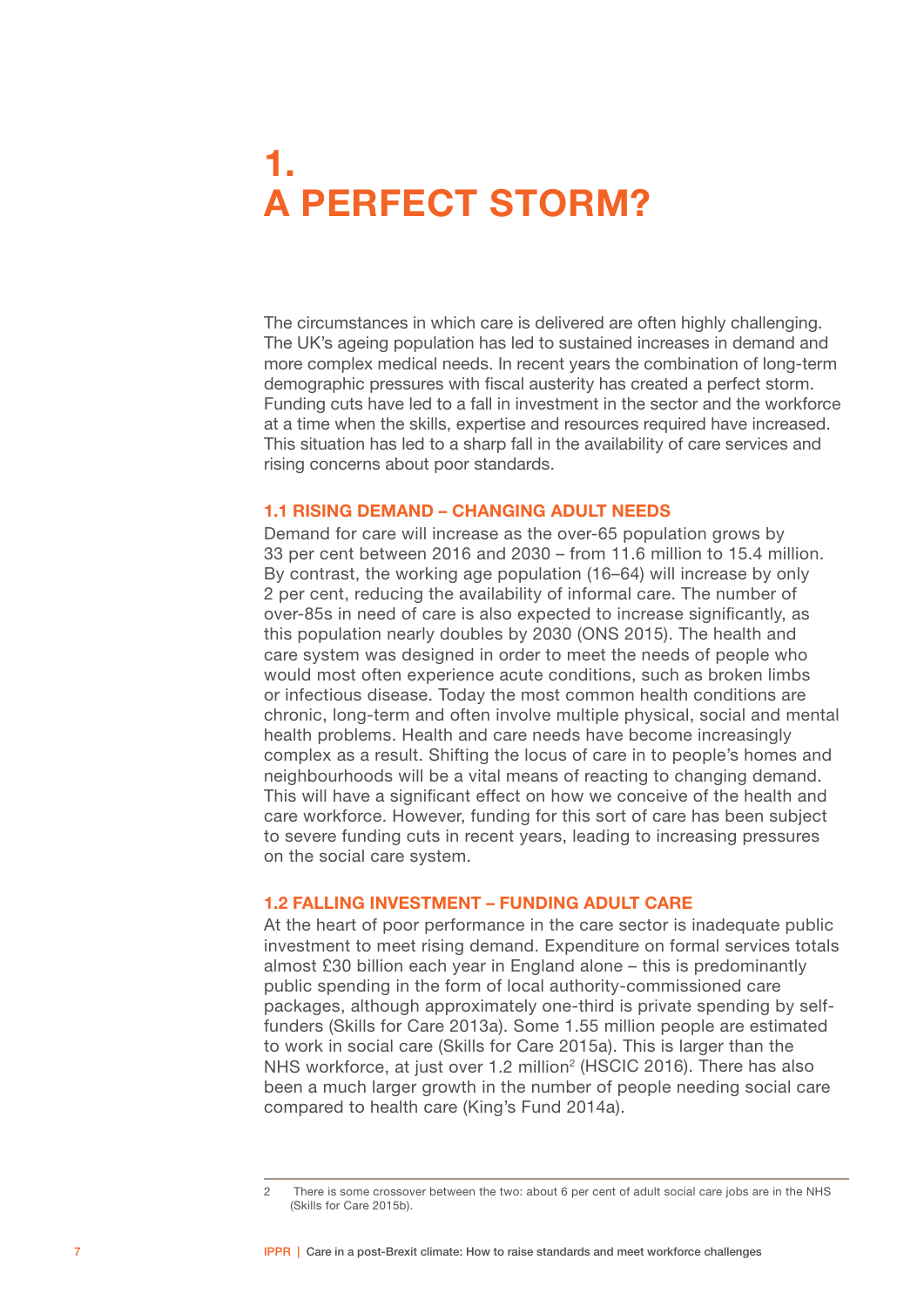# 1. A PERFECT STORM?

The circumstances in which care is delivered are often highly challenging. The UK's ageing population has led to sustained increases in demand and more complex medical needs. In recent years the combination of long-term demographic pressures with fiscal austerity has created a perfect storm. Funding cuts have led to a fall in investment in the sector and the workforce at a time when the skills, expertise and resources required have increased. This situation has led to a sharp fall in the availability of care services and rising concerns about poor standards.

## 1.1 RISING DEMAND – CHANGING ADULT NEEDS

Demand for care will increase as the over-65 population grows by 33 per cent between 2016 and 2030 – from 11.6 million to 15.4 million. By contrast, the working age population (16–64) will increase by only 2 per cent, reducing the availability of informal care. The number of over-85s in need of care is also expected to increase significantly, as this population nearly doubles by 2030 (ONS 2015). The health and care system was designed in order to meet the needs of people who would most often experience acute conditions, such as broken limbs or infectious disease. Today the most common health conditions are chronic, long-term and often involve multiple physical, social and mental health problems. Health and care needs have become increasingly complex as a result. Shifting the locus of care in to people's homes and neighbourhoods will be a vital means of reacting to changing demand. This will have a significant effect on how we conceive of the health and care workforce. However, funding for this sort of care has been subject to severe funding cuts in recent years, leading to increasing pressures on the social care system.

## 1.2 FALLING INVESTMENT – FUNDING ADULT CARE

At the heart of poor performance in the care sector is inadequate public investment to meet rising demand. Expenditure on formal services totals almost £30 billion each year in England alone – this is predominantly public spending in the form of local authority-commissioned care packages, although approximately one-third is private spending by self-funders (Skills for Care 2013a). Some 1.55 million people are estimated to work in social care (Skills for Care 2015a). This is larger than the NHS workforce, at just over 1.2 million[2] (HSCIC 2016). There has also been a much larger growth in the number of people needing social care compared to health care (King's Fund 2014a).

---

2 There is some crossover between the two: about 6 per cent of adult social care jobs are in the NHS (Skills for Care 2015b).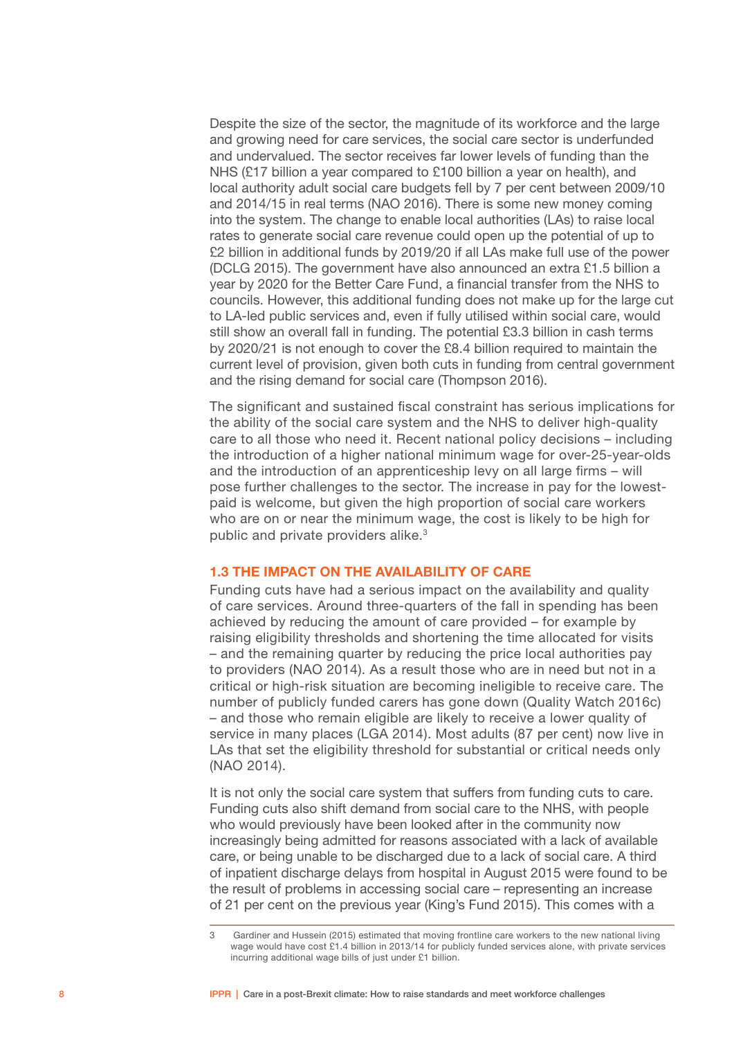Despite the size of the sector, the magnitude of its workforce and the large and growing need for care services, the social care sector is underfunded and undervalued. The sector receives far lower levels of funding than the NHS (£17 billion a year compared to £100 billion a year on health), and local authority adult social care budgets fell by 7 per cent between 2009/10 and 2014/15 in real terms (NAO 2016). There is some new money coming into the system. The change to enable local authorities (LAs) to raise local rates to generate social care revenue could open up the potential of up to £2 billion in additional funds by 2019/20 if all LAs make full use of the power (DCLG 2015). The government have also announced an extra £1.5 billion a year by 2020 for the Better Care Fund, a financial transfer from the NHS to councils. However, this additional funding does not make up for the large cut to LA-led public services and, even if fully utilised within social care, would still show an overall fall in funding. The potential £3.3 billion in cash terms by 2020/21 is not enough to cover the £8.4 billion required to maintain the current level of provision, given both cuts in funding from central government and the rising demand for social care (Thompson 2016).

The significant and sustained fiscal constraint has serious implications for the ability of the social care system and the NHS to deliver high-quality care to all those who need it. Recent national policy decisions – including the introduction of a higher national minimum wage for over-25-year-olds and the introduction of an apprenticeship levy on all large firms – will pose further challenges to the sector. The increase in pay for the lowest-paid is welcome, but given the high proportion of social care workers who are on or near the minimum wage, the cost is likely to be high for public and private providers alike.[3]

### 1.3 THE IMPACT ON THE AVAILABILITY OF CARE

Funding cuts have had a serious impact on the availability and quality of care services. Around three-quarters of the fall in spending has been achieved by reducing the amount of care provided – for example by raising eligibility thresholds and shortening the time allocated for visits – and the remaining quarter by reducing the price local authorities pay to providers (NAO 2014). As a result those who are in need but not in a critical or high-risk situation are becoming ineligible to receive care. The number of publicly funded carers has gone down (Quality Watch 2016c) – and those who remain eligible are likely to receive a lower quality of service in many places (LGA 2014). Most adults (87 per cent) now live in LAs that set the eligibility threshold for substantial or critical needs only (NAO 2014).

It is not only the social care system that suffers from funding cuts to care. Funding cuts also shift demand from social care to the NHS, with people who would previously have been looked after in the community now increasingly being admitted for reasons associated with a lack of available care, or being unable to be discharged due to a lack of social care. A third of inpatient discharge delays from hospital in August 2015 were found to be the result of problems in accessing social care – representing an increase of 21 per cent on the previous year (King's Fund 2015). This comes with a

---

3 Gardiner and Hussein (2015) estimated that moving frontline care workers to the new national living wage would have cost £1.4 billion in 2013/14 for publicly funded services alone, with private services incurring additional wage bills of just under £1 billion.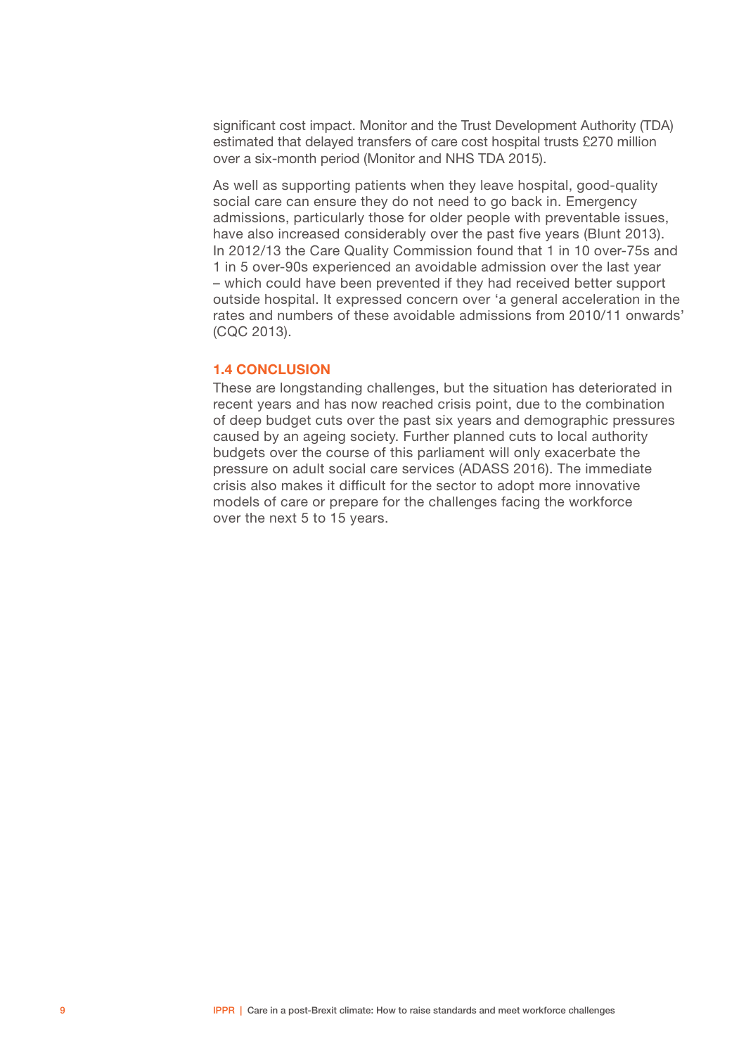significant cost impact. Monitor and the Trust Development Authority (TDA) estimated that delayed transfers of care cost hospital trusts £270 million over a six-month period (Monitor and NHS TDA 2015).

As well as supporting patients when they leave hospital, good-quality social care can ensure they do not need to go back in. Emergency admissions, particularly those for older people with preventable issues, have also increased considerably over the past five years (Blunt 2013). In 2012/13 the Care Quality Commission found that 1 in 10 over-75s and 1 in 5 over-90s experienced an avoidable admission over the last year – which could have been prevented if they had received better support outside hospital. It expressed concern over 'a general acceleration in the rates and numbers of these avoidable admissions from 2010/11 onwards' (CQC 2013).

### 1.4 CONCLUSION

These are longstanding challenges, but the situation has deteriorated in recent years and has now reached crisis point, due to the combination of deep budget cuts over the past six years and demographic pressures caused by an ageing society. Further planned cuts to local authority budgets over the course of this parliament will only exacerbate the pressure on adult social care services (ADASS 2016). The immediate crisis also makes it difficult for the sector to adopt more innovative models of care or prepare for the challenges facing the workforce over the next 5 to 15 years.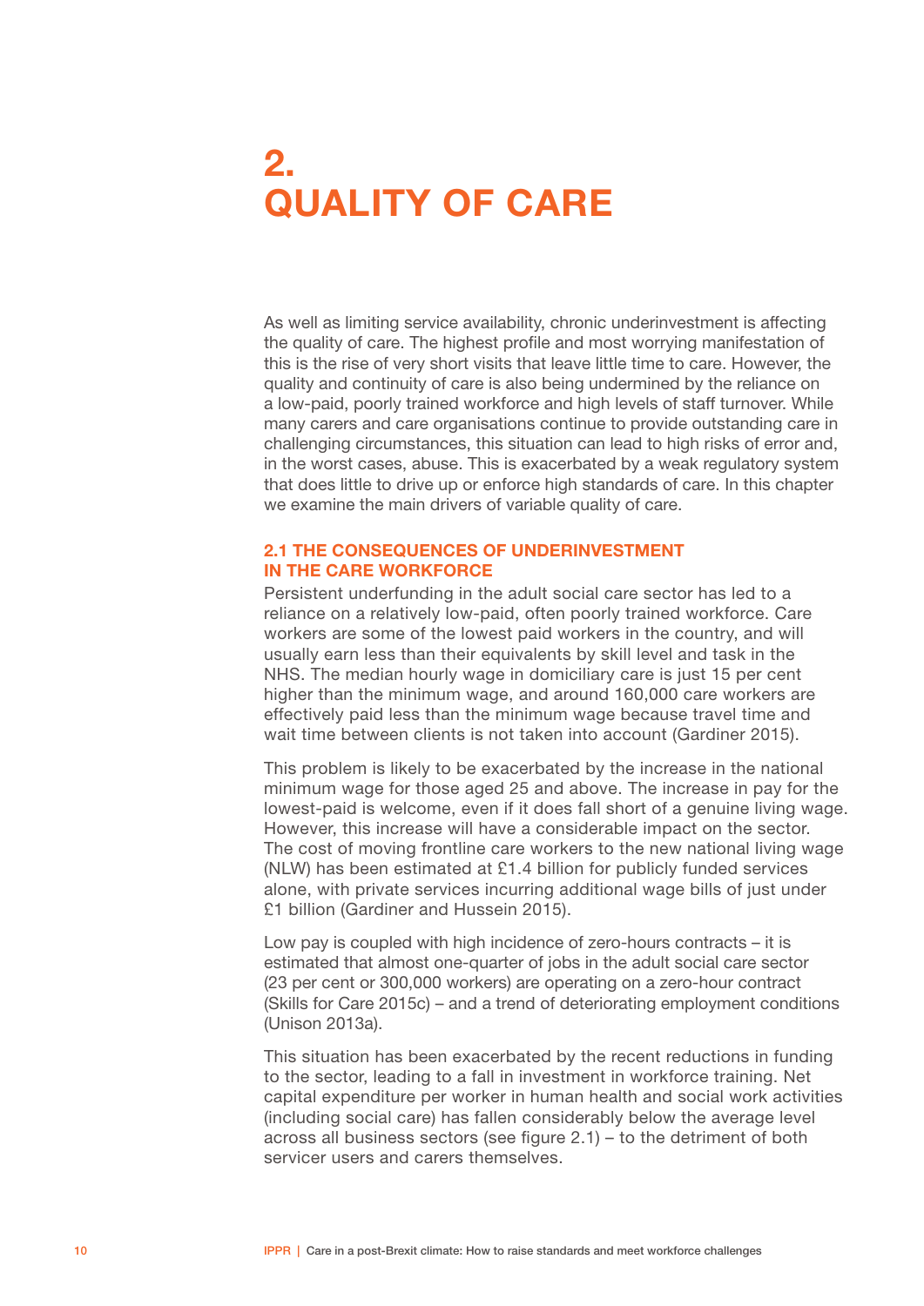# 2. QUALITY OF CARE

As well as limiting service availability, chronic underinvestment is affecting the quality of care. The highest profile and most worrying manifestation of this is the rise of very short visits that leave little time to care. However, the quality and continuity of care is also being undermined by the reliance on a low-paid, poorly trained workforce and high levels of staff turnover. While many carers and care organisations continue to provide outstanding care in challenging circumstances, this situation can lead to high risks of error and, in the worst cases, abuse. This is exacerbated by a weak regulatory system that does little to drive up or enforce high standards of care. In this chapter we examine the main drivers of variable quality of care.

## 2.1 THE CONSEQUENCES OF UNDERINVESTMENT IN THE CARE WORKFORCE

Persistent underfunding in the adult social care sector has led to a reliance on a relatively low-paid, often poorly trained workforce. Care workers are some of the lowest paid workers in the country, and will usually earn less than their equivalents by skill level and task in the NHS. The median hourly wage in domiciliary care is just 15 per cent higher than the minimum wage, and around 160,000 care workers are effectively paid less than the minimum wage because travel time and wait time between clients is not taken into account (Gardiner 2015).

This problem is likely to be exacerbated by the increase in the national minimum wage for those aged 25 and above. The increase in pay for the lowest-paid is welcome, even if it does fall short of a genuine living wage. However, this increase will have a considerable impact on the sector. The cost of moving frontline care workers to the new national living wage (NLW) has been estimated at £1.4 billion for publicly funded services alone, with private services incurring additional wage bills of just under £1 billion (Gardiner and Hussein 2015).

Low pay is coupled with high incidence of zero-hours contracts – it is estimated that almost one-quarter of jobs in the adult social care sector (23 per cent or 300,000 workers) are operating on a zero-hour contract (Skills for Care 2015c) – and a trend of deteriorating employment conditions (Unison 2013a).

This situation has been exacerbated by the recent reductions in funding to the sector, leading to a fall in investment in workforce training. Net capital expenditure per worker in human health and social work activities (including social care) has fallen considerably below the average level across all business sectors (see figure 2.1) – to the detriment of both servicer users and carers themselves.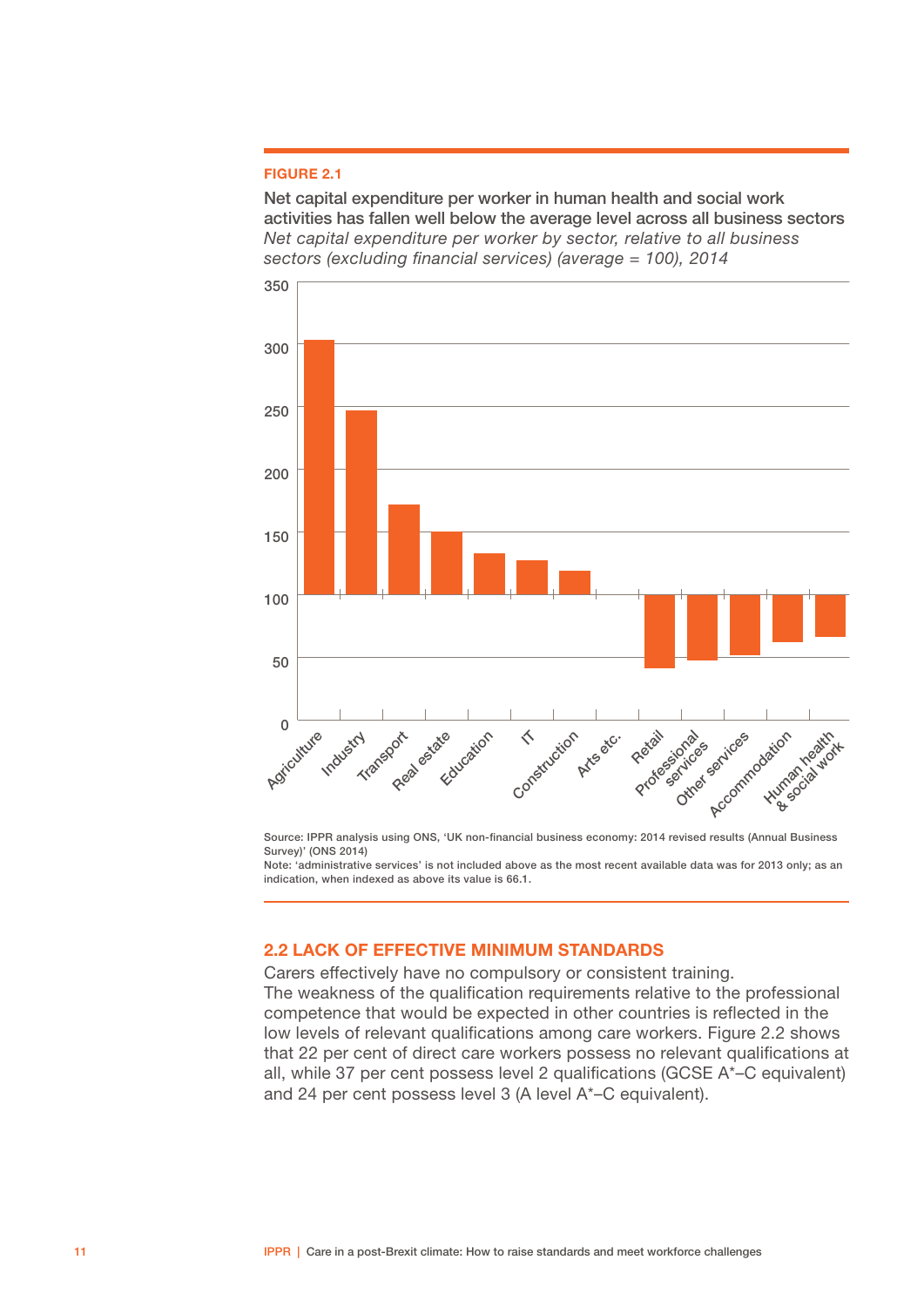FIGURE 2.1

**Net capital expenditure per worker in human health and social work activities has fallen well below the average level across all business sectors**

*Net capital expenditure per worker by sector, relative to all business sectors (excluding financial services) (average = 100), 2014*

Source: IPPR analysis using ONS, 'UK non-financial business economy: 2014 revised results (Annual Business Survey)' (ONS 2014)

Note: 'administrative services' is not included above as the most recent available data was for 2013 only; as an indication, when indexed as above its value is 66.1.

## 2.2 LACK OF EFFECTIVE MINIMUM STANDARDS

Carers effectively have no compulsory or consistent training.

The weakness of the qualification requirements relative to the professional competence that would be expected in other countries is reflected in the low levels of relevant qualifications among care workers. Figure 2.2 shows that 22 per cent of direct care workers possess no relevant qualifications at all, while 37 per cent possess level 2 qualifications (GCSE A*–C equivalent) and 24 per cent possess level 3 (A level A*–C equivalent).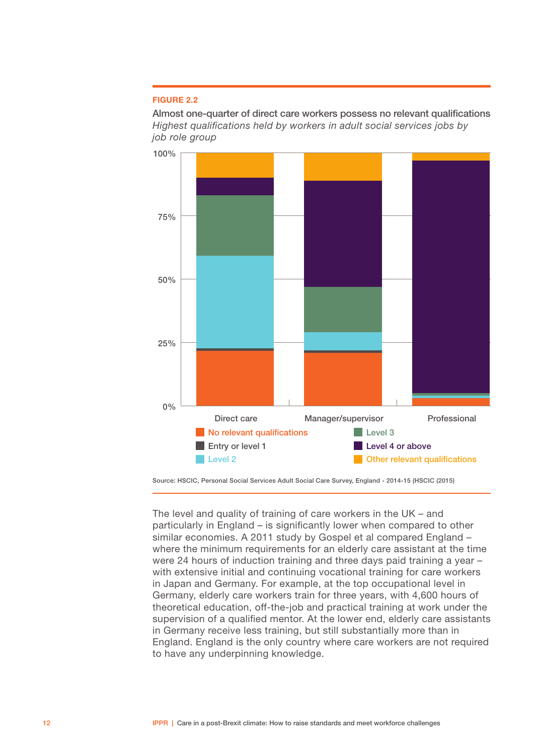FIGURE 2.2

**Almost one-quarter of direct care workers possess no relevant qualifications**

*Highest qualifications held by workers in adult social services jobs by job role group*

Source: HSCIC, Personal Social Services Adult Social Care Survey, England - 2014-15 (HSCIC (2015)

The level and quality of training of care workers in the UK – and particularly in England – is significantly lower when compared to other similar economies. A 2011 study by Gospel et al compared England – where the minimum requirements for an elderly care assistant at the time were 24 hours of induction training and three days paid training a year – with extensive initial and continuing vocational training for care workers in Japan and Germany. For example, at the top occupational level in Germany, elderly care workers train for three years, with 4,600 hours of theoretical education, off-the-job and practical training at work under the supervision of a qualified mentor. At the lower end, elderly care assistants in Germany receive less training, but still substantially more than in England. England is the only country where care workers are not required to have any underpinning knowledge.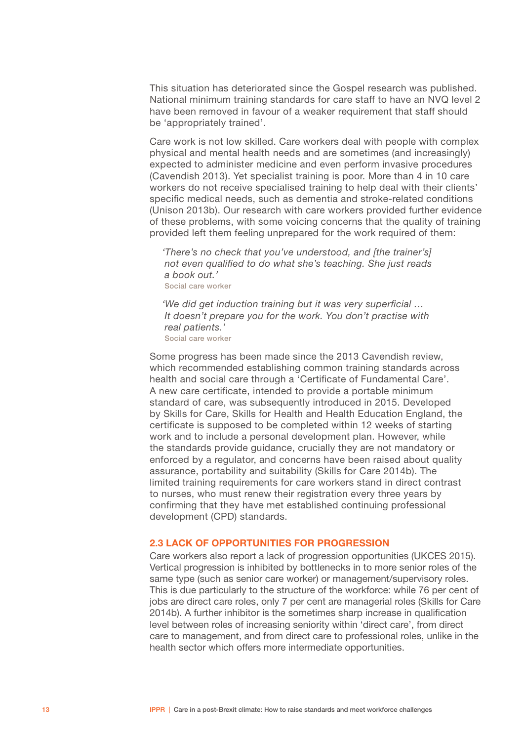This situation has deteriorated since the Gospel research was published. National minimum training standards for care staff to have an NVQ level 2 have been removed in favour of a weaker requirement that staff should be 'appropriately trained'.

Care work is not low skilled. Care workers deal with people with complex physical and mental health needs and are sometimes (and increasingly) expected to administer medicine and even perform invasive procedures (Cavendish 2013). Yet specialist training is poor. More than 4 in 10 care workers do not receive specialised training to help deal with their clients' specific medical needs, such as dementia and stroke-related conditions (Unison 2013b). Our research with care workers provided further evidence of these problems, with some voicing concerns that the quality of training provided left them feeling unprepared for the work required of them:

> *'There's no check that you've understood, and [the trainer's] not even qualified to do what she's teaching. She just reads a book out.'*
>
> Social care worker

> *'We did get induction training but it was very superficial … It doesn't prepare you for the work. You don't practise with real patients.'*
>
> Social care worker

Some progress has been made since the 2013 Cavendish review, which recommended establishing common training standards across health and social care through a 'Certificate of Fundamental Care'. A new care certificate, intended to provide a portable minimum standard of care, was subsequently introduced in 2015. Developed by Skills for Care, Skills for Health and Health Education England, the certificate is supposed to be completed within 12 weeks of starting work and to include a personal development plan. However, while the standards provide guidance, crucially they are not mandatory or enforced by a regulator, and concerns have been raised about quality assurance, portability and suitability (Skills for Care 2014b). The limited training requirements for care workers stand in direct contrast to nurses, who must renew their registration every three years by confirming that they have met established continuing professional development (CPD) standards.

### 2.3 LACK OF OPPORTUNITIES FOR PROGRESSION

Care workers also report a lack of progression opportunities (UKCES 2015). Vertical progression is inhibited by bottlenecks in to more senior roles of the same type (such as senior care worker) or management/supervisory roles. This is due particularly to the structure of the workforce: while 76 per cent of jobs are direct care roles, only 7 per cent are managerial roles (Skills for Care 2014b). A further inhibitor is the sometimes sharp increase in qualification level between roles of increasing seniority within 'direct care', from direct care to management, and from direct care to professional roles, unlike in the health sector which offers more intermediate opportunities.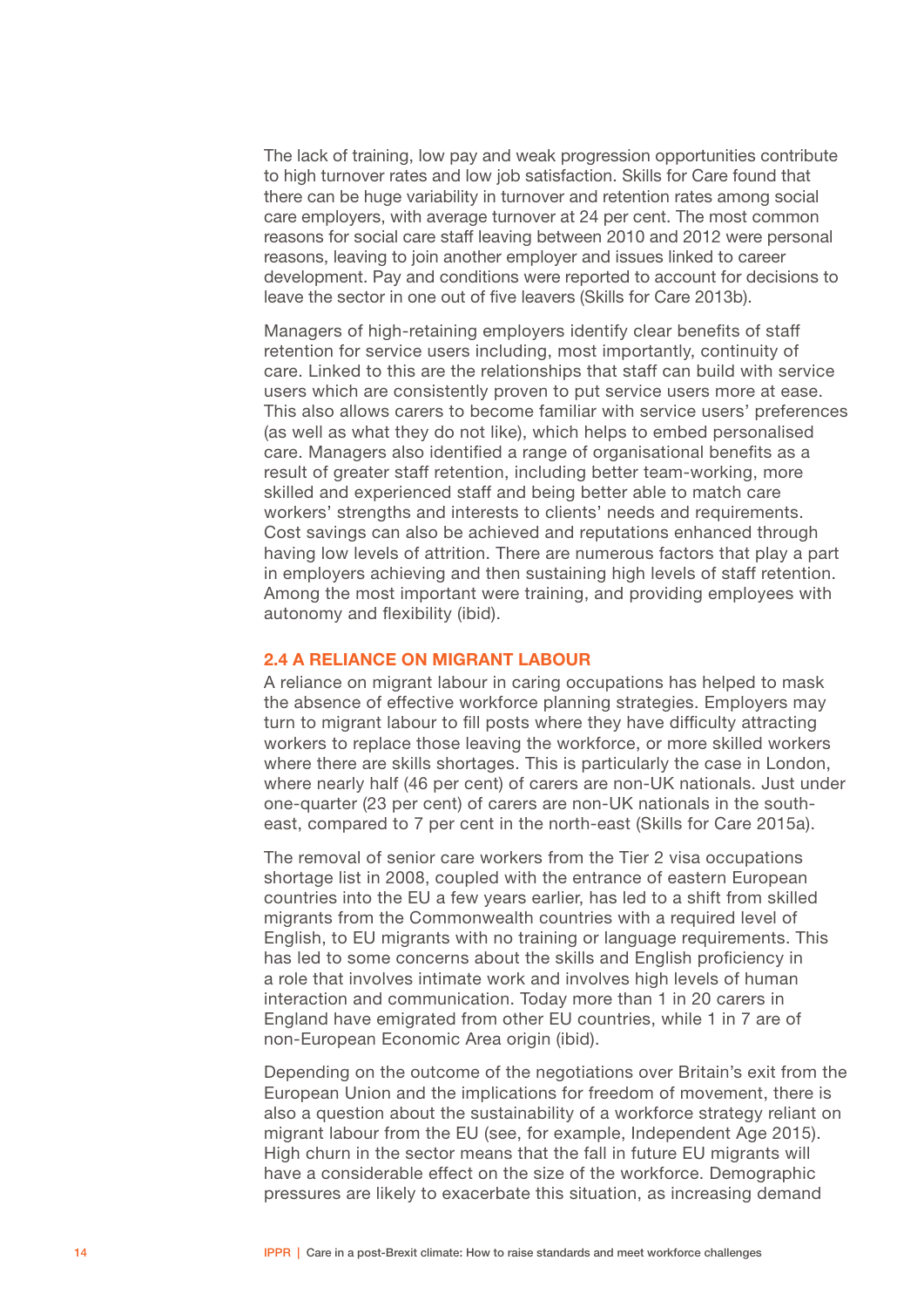The lack of training, low pay and weak progression opportunities contribute to high turnover rates and low job satisfaction. Skills for Care found that there can be huge variability in turnover and retention rates among social care employers, with average turnover at 24 per cent. The most common reasons for social care staff leaving between 2010 and 2012 were personal reasons, leaving to join another employer and issues linked to career development. Pay and conditions were reported to account for decisions to leave the sector in one out of five leavers (Skills for Care 2013b).

Managers of high-retaining employers identify clear benefits of staff retention for service users including, most importantly, continuity of care. Linked to this are the relationships that staff can build with service users which are consistently proven to put service users more at ease. This also allows carers to become familiar with service users' preferences (as well as what they do not like), which helps to embed personalised care. Managers also identified a range of organisational benefits as a result of greater staff retention, including better team-working, more skilled and experienced staff and being better able to match care workers' strengths and interests to clients' needs and requirements. Cost savings can also be achieved and reputations enhanced through having low levels of attrition. There are numerous factors that play a part in employers achieving and then sustaining high levels of staff retention. Among the most important were training, and providing employees with autonomy and flexibility (ibid).

### 2.4 A RELIANCE ON MIGRANT LABOUR

A reliance on migrant labour in caring occupations has helped to mask the absence of effective workforce planning strategies. Employers may turn to migrant labour to fill posts where they have difficulty attracting workers to replace those leaving the workforce, or more skilled workers where there are skills shortages. This is particularly the case in London, where nearly half (46 per cent) of carers are non-UK nationals. Just under one-quarter (23 per cent) of carers are non-UK nationals in the south-east, compared to 7 per cent in the north-east (Skills for Care 2015a).

The removal of senior care workers from the Tier 2 visa occupations shortage list in 2008, coupled with the entrance of eastern European countries into the EU a few years earlier, has led to a shift from skilled migrants from the Commonwealth countries with a required level of English, to EU migrants with no training or language requirements. This has led to some concerns about the skills and English proficiency in a role that involves intimate work and involves high levels of human interaction and communication. Today more than 1 in 20 carers in England have emigrated from other EU countries, while 1 in 7 are of non-European Economic Area origin (ibid).

Depending on the outcome of the negotiations over Britain's exit from the European Union and the implications for freedom of movement, there is also a question about the sustainability of a workforce strategy reliant on migrant labour from the EU (see, for example, Independent Age 2015). High churn in the sector means that the fall in future EU migrants will have a considerable effect on the size of the workforce. Demographic pressures are likely to exacerbate this situation, as increasing demand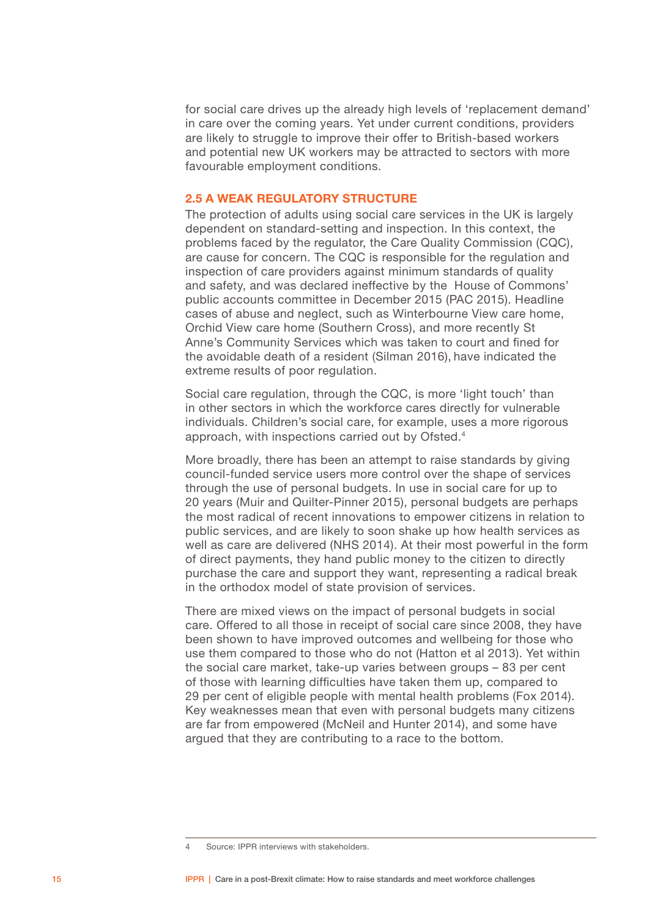for social care drives up the already high levels of 'replacement demand' in care over the coming years. Yet under current conditions, providers are likely to struggle to improve their offer to British-based workers and potential new UK workers may be attracted to sectors with more favourable employment conditions.

## 2.5 A WEAK REGULATORY STRUCTURE

The protection of adults using social care services in the UK is largely dependent on standard-setting and inspection. In this context, the problems faced by the regulator, the Care Quality Commission (CQC), are cause for concern. The CQC is responsible for the regulation and inspection of care providers against minimum standards of quality and safety, and was declared ineffective by the House of Commons' public accounts committee in December 2015 (PAC 2015). Headline cases of abuse and neglect, such as Winterbourne View care home, Orchid View care home (Southern Cross), and more recently St Anne's Community Services which was taken to court and fined for the avoidable death of a resident (Silman 2016), have indicated the extreme results of poor regulation.

Social care regulation, through the CQC, is more 'light touch' than in other sectors in which the workforce cares directly for vulnerable individuals. Children's social care, for example, uses a more rigorous approach, with inspections carried out by Ofsted.[4]

More broadly, there has been an attempt to raise standards by giving council-funded service users more control over the shape of services through the use of personal budgets. In use in social care for up to 20 years (Muir and Quilter-Pinner 2015), personal budgets are perhaps the most radical of recent innovations to empower citizens in relation to public services, and are likely to soon shake up how health services as well as care are delivered (NHS 2014). At their most powerful in the form of direct payments, they hand public money to the citizen to directly purchase the care and support they want, representing a radical break in the orthodox model of state provision of services.

There are mixed views on the impact of personal budgets in social care. Offered to all those in receipt of social care since 2008, they have been shown to have improved outcomes and wellbeing for those who use them compared to those who do not (Hatton et al 2013). Yet within the social care market, take-up varies between groups – 83 per cent of those with learning difficulties have taken them up, compared to 29 per cent of eligible people with mental health problems (Fox 2014). Key weaknesses mean that even with personal budgets many citizens are far from empowered (McNeil and Hunter 2014), and some have argued that they are contributing to a race to the bottom.

4 Source: IPPR interviews with stakeholders.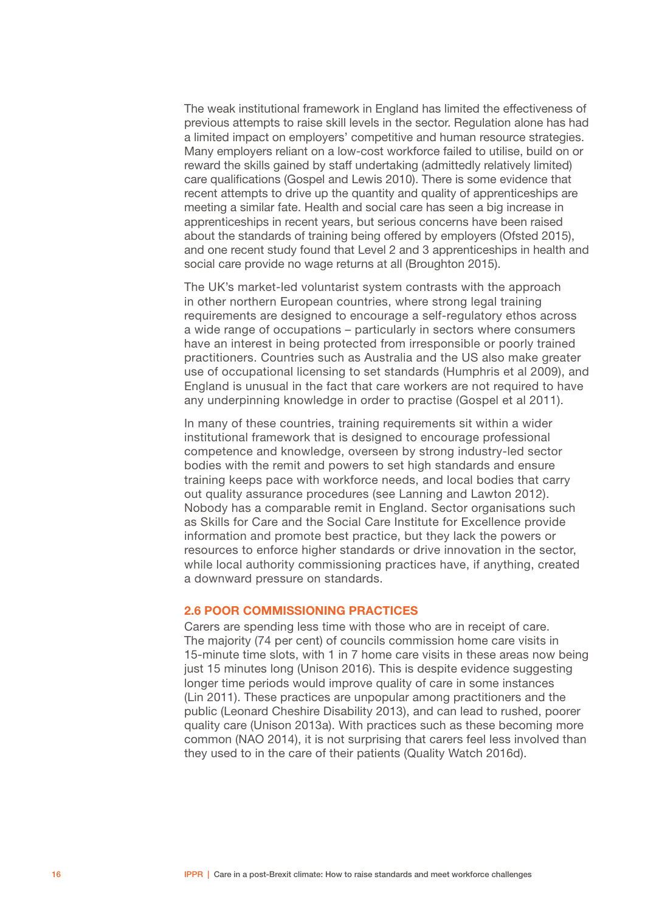The weak institutional framework in England has limited the effectiveness of previous attempts to raise skill levels in the sector. Regulation alone has had a limited impact on employers' competitive and human resource strategies. Many employers reliant on a low-cost workforce failed to utilise, build on or reward the skills gained by staff undertaking (admittedly relatively limited) care qualifications (Gospel and Lewis 2010). There is some evidence that recent attempts to drive up the quantity and quality of apprenticeships are meeting a similar fate. Health and social care has seen a big increase in apprenticeships in recent years, but serious concerns have been raised about the standards of training being offered by employers (Ofsted 2015), and one recent study found that Level 2 and 3 apprenticeships in health and social care provide no wage returns at all (Broughton 2015).

The UK's market-led voluntarist system contrasts with the approach in other northern European countries, where strong legal training requirements are designed to encourage a self-regulatory ethos across a wide range of occupations – particularly in sectors where consumers have an interest in being protected from irresponsible or poorly trained practitioners. Countries such as Australia and the US also make greater use of occupational licensing to set standards (Humphris et al 2009), and England is unusual in the fact that care workers are not required to have any underpinning knowledge in order to practise (Gospel et al 2011).

In many of these countries, training requirements sit within a wider institutional framework that is designed to encourage professional competence and knowledge, overseen by strong industry-led sector bodies with the remit and powers to set high standards and ensure training keeps pace with workforce needs, and local bodies that carry out quality assurance procedures (see Lanning and Lawton 2012). Nobody has a comparable remit in England. Sector organisations such as Skills for Care and the Social Care Institute for Excellence provide information and promote best practice, but they lack the powers or resources to enforce higher standards or drive innovation in the sector, while local authority commissioning practices have, if anything, created a downward pressure on standards.

### 2.6 POOR COMMISSIONING PRACTICES

Carers are spending less time with those who are in receipt of care. The majority (74 per cent) of councils commission home care visits in 15-minute time slots, with 1 in 7 home care visits in these areas now being just 15 minutes long (Unison 2016). This is despite evidence suggesting longer time periods would improve quality of care in some instances (Lin 2011). These practices are unpopular among practitioners and the public (Leonard Cheshire Disability 2013), and can lead to rushed, poorer quality care (Unison 2013a). With practices such as these becoming more common (NAO 2014), it is not surprising that carers feel less involved than they used to in the care of their patients (Quality Watch 2016d).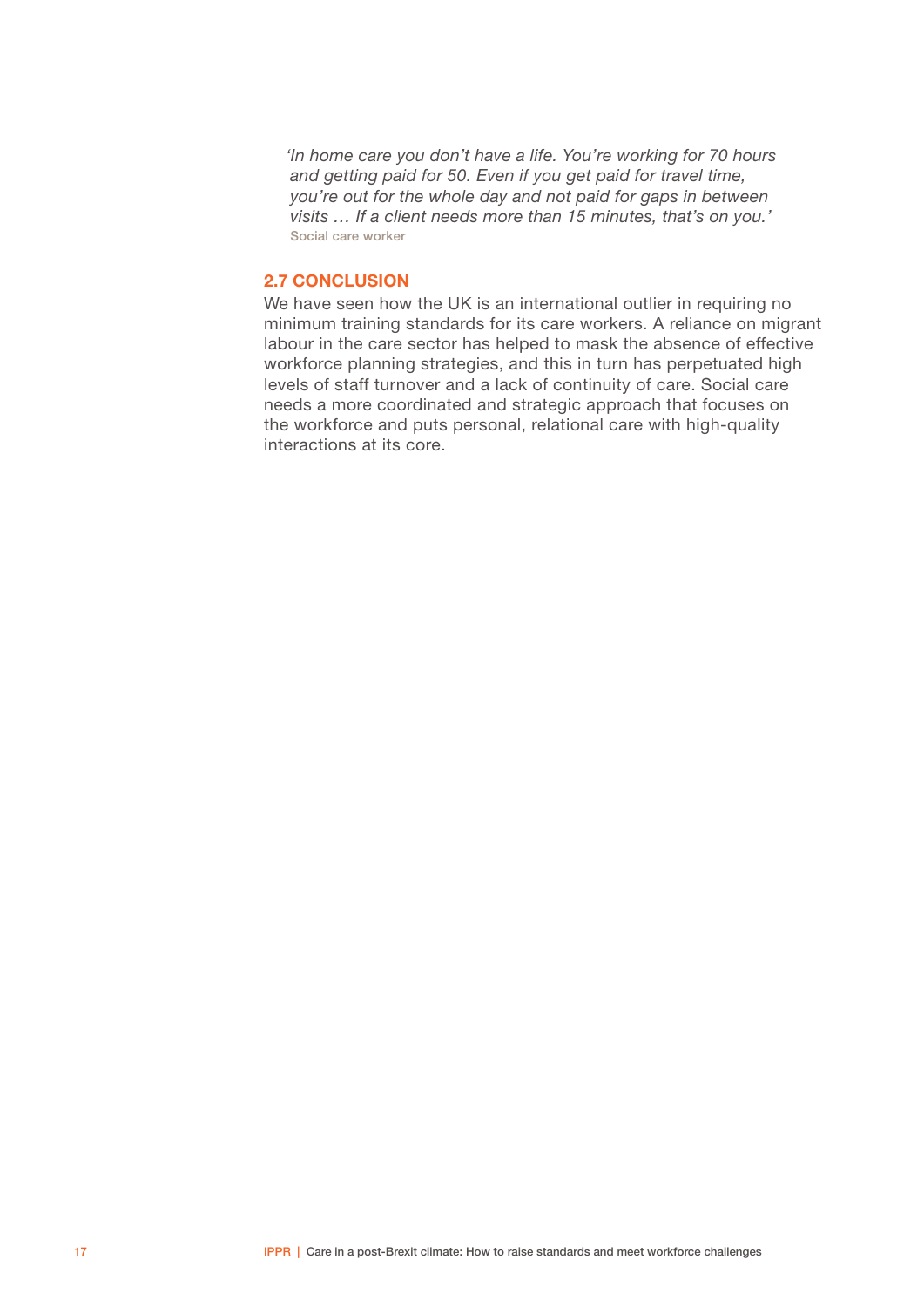> *'In home care you don't have a life. You're working for 70 hours and getting paid for 50. Even if you get paid for travel time, you're out for the whole day and not paid for gaps in between visits … If a client needs more than 15 minutes, that's on you.'*
>
> Social care worker

## 2.7 CONCLUSION

We have seen how the UK is an international outlier in requiring no minimum training standards for its care workers. A reliance on migrant labour in the care sector has helped to mask the absence of effective workforce planning strategies, and this in turn has perpetuated high levels of staff turnover and a lack of continuity of care. Social care needs a more coordinated and strategic approach that focuses on the workforce and puts personal, relational care with high-quality interactions at its core.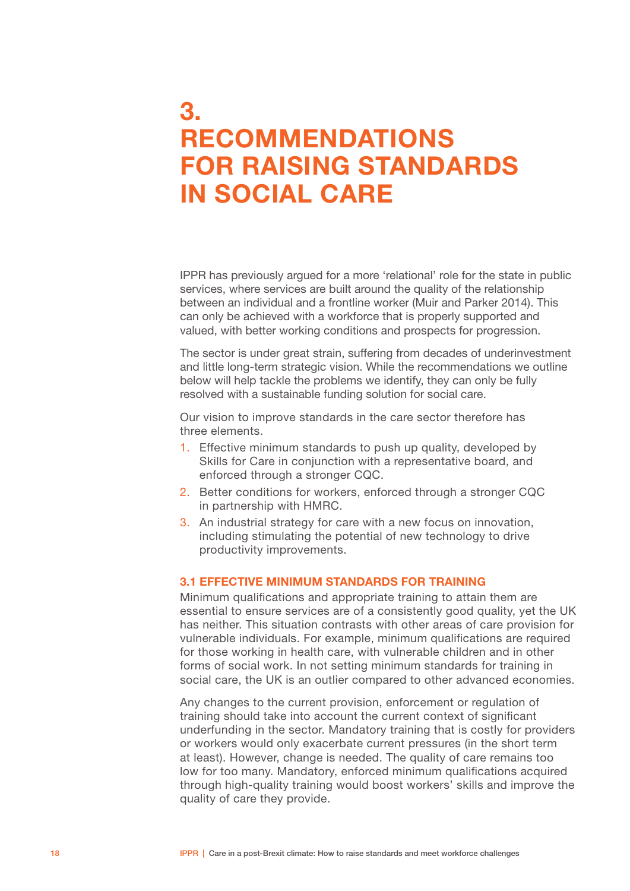# 3. RECOMMENDATIONS FOR RAISING STANDARDS IN SOCIAL CARE

IPPR has previously argued for a more 'relational' role for the state in public services, where services are built around the quality of the relationship between an individual and a frontline worker (Muir and Parker 2014). This can only be achieved with a workforce that is properly supported and valued, with better working conditions and prospects for progression.

The sector is under great strain, suffering from decades of underinvestment and little long-term strategic vision. While the recommendations we outline below will help tackle the problems we identify, they can only be fully resolved with a sustainable funding solution for social care.

Our vision to improve standards in the care sector therefore has three elements.

1. Effective minimum standards to push up quality, developed by Skills for Care in conjunction with a representative board, and enforced through a stronger CQC.
2. Better conditions for workers, enforced through a stronger CQC in partnership with HMRC.
3. An industrial strategy for care with a new focus on innovation, including stimulating the potential of new technology to drive productivity improvements.

### 3.1 EFFECTIVE MINIMUM STANDARDS FOR TRAINING

Minimum qualifications and appropriate training to attain them are essential to ensure services are of a consistently good quality, yet the UK has neither. This situation contrasts with other areas of care provision for vulnerable individuals. For example, minimum qualifications are required for those working in health care, with vulnerable children and in other forms of social work. In not setting minimum standards for training in social care, the UK is an outlier compared to other advanced economies.

Any changes to the current provision, enforcement or regulation of training should take into account the current context of significant underfunding in the sector. Mandatory training that is costly for providers or workers would only exacerbate current pressures (in the short term at least). However, change is needed. The quality of care remains too low for too many. Mandatory, enforced minimum qualifications acquired through high-quality training would boost workers' skills and improve the quality of care they provide.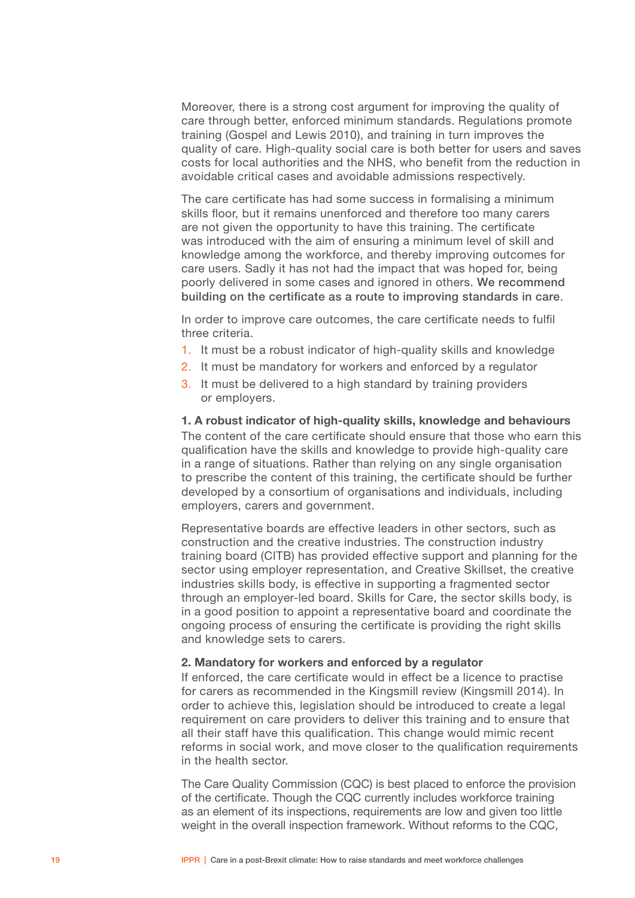Moreover, there is a strong cost argument for improving the quality of care through better, enforced minimum standards. Regulations promote training (Gospel and Lewis 2010), and training in turn improves the quality of care. High-quality social care is both better for users and saves costs for local authorities and the NHS, who benefit from the reduction in avoidable critical cases and avoidable admissions respectively.

The care certificate has had some success in formalising a minimum skills floor, but it remains unenforced and therefore too many carers are not given the opportunity to have this training. The certificate was introduced with the aim of ensuring a minimum level of skill and knowledge among the workforce, and thereby improving outcomes for care users. Sadly it has not had the impact that was hoped for, being poorly delivered in some cases and ignored in others. **We recommend building on the certificate as a route to improving standards in care**.

In order to improve care outcomes, the care certificate needs to fulfil three criteria.

1. It must be a robust indicator of high-quality skills and knowledge
2. It must be mandatory for workers and enforced by a regulator
3. It must be delivered to a high standard by training providers or employers.

**1. A robust indicator of high-quality skills, knowledge and behaviours**

The content of the care certificate should ensure that those who earn this qualification have the skills and knowledge to provide high-quality care in a range of situations. Rather than relying on any single organisation to prescribe the content of this training, the certificate should be further developed by a consortium of organisations and individuals, including employers, carers and government.

Representative boards are effective leaders in other sectors, such as construction and the creative industries. The construction industry training board (CITB) has provided effective support and planning for the sector using employer representation, and Creative Skillset, the creative industries skills body, is effective in supporting a fragmented sector through an employer-led board. Skills for Care, the sector skills body, is in a good position to appoint a representative board and coordinate the ongoing process of ensuring the certificate is providing the right skills and knowledge sets to carers.

**2. Mandatory for workers and enforced by a regulator**

If enforced, the care certificate would in effect be a licence to practise for carers as recommended in the Kingsmill review (Kingsmill 2014). In order to achieve this, legislation should be introduced to create a legal requirement on care providers to deliver this training and to ensure that all their staff have this qualification. This change would mimic recent reforms in social work, and move closer to the qualification requirements in the health sector.

The Care Quality Commission (CQC) is best placed to enforce the provision of the certificate. Though the CQC currently includes workforce training as an element of its inspections, requirements are low and given too little weight in the overall inspection framework. Without reforms to the CQC,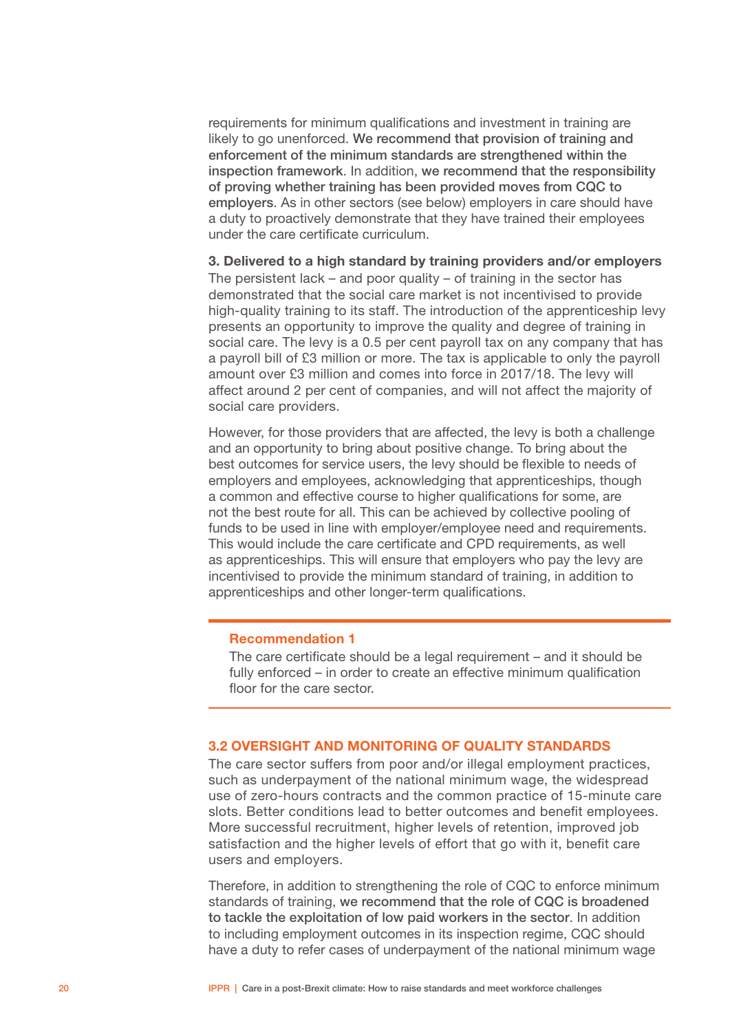requirements for minimum qualifications and investment in training are likely to go unenforced. **We recommend that provision of training and enforcement of the minimum standards are strengthened within the inspection framework**. In addition, **we recommend that the responsibility of proving whether training has been provided moves from CQC to employers**. As in other sectors (see below) employers in care should have a duty to proactively demonstrate that they have trained their employees under the care certificate curriculum.

**3. Delivered to a high standard by training providers and/or employers**
The persistent lack – and poor quality – of training in the sector has demonstrated that the social care market is not incentivised to provide high-quality training to its staff. The introduction of the apprenticeship levy presents an opportunity to improve the quality and degree of training in social care. The levy is a 0.5 per cent payroll tax on any company that has a payroll bill of £3 million or more. The tax is applicable to only the payroll amount over £3 million and comes into force in 2017/18. The levy will affect around 2 per cent of companies, and will not affect the majority of social care providers.

However, for those providers that are affected, the levy is both a challenge and an opportunity to bring about positive change. To bring about the best outcomes for service users, the levy should be flexible to needs of employers and employees, acknowledging that apprenticeships, though a common and effective course to higher qualifications for some, are not the best route for all. This can be achieved by collective pooling of funds to be used in line with employer/employee need and requirements. This would include the care certificate and CPD requirements, as well as apprenticeships. This will ensure that employers who pay the levy are incentivised to provide the minimum standard of training, in addition to apprenticeships and other longer-term qualifications.

---

**Recommendation 1**
The care certificate should be a legal requirement – and it should be fully enforced – in order to create an effective minimum qualification floor for the care sector.

---

## 3.2 OVERSIGHT AND MONITORING OF QUALITY STANDARDS

The care sector suffers from poor and/or illegal employment practices, such as underpayment of the national minimum wage, the widespread use of zero-hours contracts and the common practice of 15-minute care slots. Better conditions lead to better outcomes and benefit employees. More successful recruitment, higher levels of retention, improved job satisfaction and the higher levels of effort that go with it, benefit care users and employers.

Therefore, in addition to strengthening the role of CQC to enforce minimum standards of training, **we recommend that the role of CQC is broadened to tackle the exploitation of low paid workers in the sector**. In addition to including employment outcomes in its inspection regime, CQC should have a duty to refer cases of underpayment of the national minimum wage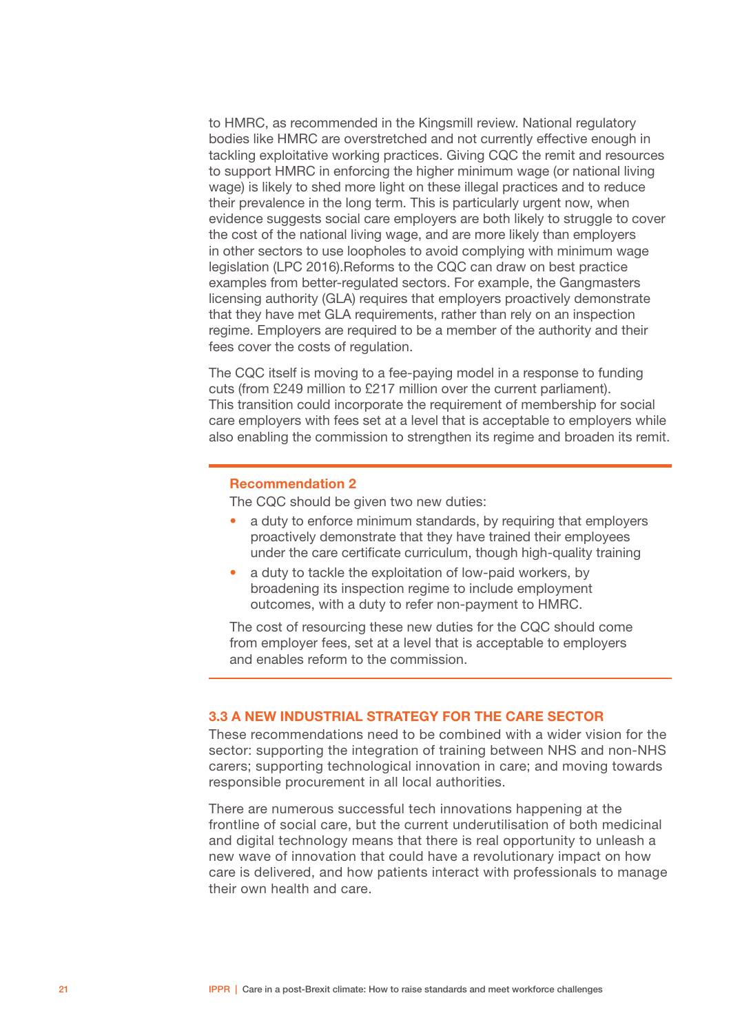to HMRC, as recommended in the Kingsmill review. National regulatory bodies like HMRC are overstretched and not currently effective enough in tackling exploitative working practices. Giving CQC the remit and resources to support HMRC in enforcing the higher minimum wage (or national living wage) is likely to shed more light on these illegal practices and to reduce their prevalence in the long term. This is particularly urgent now, when evidence suggests social care employers are both likely to struggle to cover the cost of the national living wage, and are more likely than employers in other sectors to use loopholes to avoid complying with minimum wage legislation (LPC 2016).Reforms to the CQC can draw on best practice examples from better-regulated sectors. For example, the Gangmasters licensing authority (GLA) requires that employers proactively demonstrate that they have met GLA requirements, rather than rely on an inspection regime. Employers are required to be a member of the authority and their fees cover the costs of regulation.

The CQC itself is moving to a fee-paying model in a response to funding cuts (from £249 million to £217 million over the current parliament). This transition could incorporate the requirement of membership for social care employers with fees set at a level that is acceptable to employers while also enabling the commission to strengthen its regime and broaden its remit.

---

**Recommendation 2**

The CQC should be given two new duties:

- a duty to enforce minimum standards, by requiring that employers proactively demonstrate that they have trained their employees under the care certificate curriculum, though high-quality training
- a duty to tackle the exploitation of low-paid workers, by broadening its inspection regime to include employment outcomes, with a duty to refer non-payment to HMRC.

The cost of resourcing these new duties for the CQC should come from employer fees, set at a level that is acceptable to employers and enables reform to the commission.

---

### 3.3 A NEW INDUSTRIAL STRATEGY FOR THE CARE SECTOR

These recommendations need to be combined with a wider vision for the sector: supporting the integration of training between NHS and non-NHS carers; supporting technological innovation in care; and moving towards responsible procurement in all local authorities.

There are numerous successful tech innovations happening at the frontline of social care, but the current underutilisation of both medicinal and digital technology means that there is real opportunity to unleash a new wave of innovation that could have a revolutionary impact on how care is delivered, and how patients interact with professionals to manage their own health and care.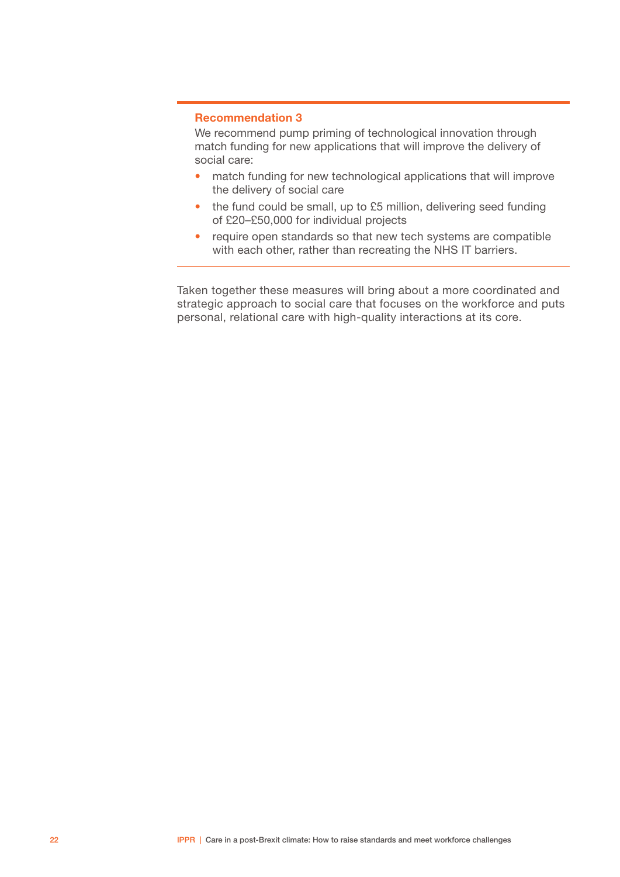**Recommendation 3**

We recommend pump priming of technological innovation through match funding for new applications that will improve the delivery of social care:

- match funding for new technological applications that will improve the delivery of social care
- the fund could be small, up to £5 million, delivering seed funding of £20–£50,000 for individual projects
- require open standards so that new tech systems are compatible with each other, rather than recreating the NHS IT barriers.

Taken together these measures will bring about a more coordinated and strategic approach to social care that focuses on the workforce and puts personal, relational care with high-quality interactions at its core.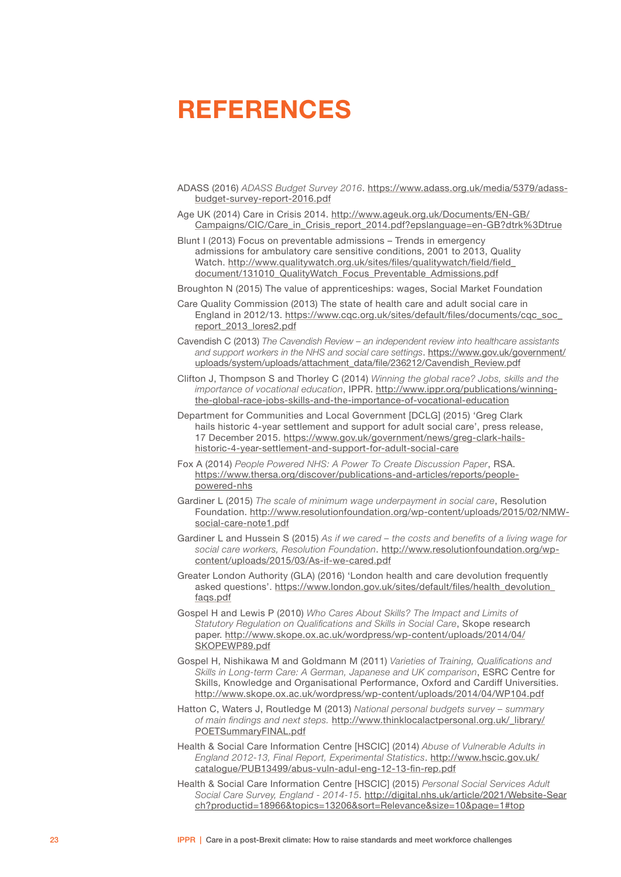# REFERENCES

ADASS (2016) *ADASS Budget Survey 2016*. https://www.adass.org.uk/media/5379/adass-budget-survey-report-2016.pdf

Age UK (2014) Care in Crisis 2014. http://www.ageuk.org.uk/Documents/EN-GB/Campaigns/CIC/Care_in_Crisis_report_2014.pdf?epslanguage=en-GB?dtrk%3Dtrue

Blunt I (2013) Focus on preventable admissions – Trends in emergency admissions for ambulatory care sensitive conditions, 2001 to 2013, Quality Watch. http://www.qualitywatch.org.uk/sites/files/qualitywatch/field/field_document/131010_QualityWatch_Focus_Preventable_Admissions.pdf

Broughton N (2015) The value of apprenticeships: wages, Social Market Foundation

Care Quality Commission (2013) The state of health care and adult social care in England in 2012/13. https://www.cqc.org.uk/sites/default/files/documents/cqc_soc_report_2013_lores2.pdf

Cavendish C (2013) *The Cavendish Review – an independent review into healthcare assistants and support workers in the NHS and social care settings*. https://www.gov.uk/government/uploads/system/uploads/attachment_data/file/236212/Cavendish_Review.pdf

Clifton J, Thompson S and Thorley C (2014) *Winning the global race? Jobs, skills and the importance of vocational education*, IPPR. http://www.ippr.org/publications/winning-the-global-race-jobs-skills-and-the-importance-of-vocational-education

Department for Communities and Local Government [DCLG] (2015) 'Greg Clark hails historic 4-year settlement and support for adult social care', press release, 17 December 2015. https://www.gov.uk/government/news/greg-clark-hails-historic-4-year-settlement-and-support-for-adult-social-care

Fox A (2014) *People Powered NHS: A Power To Create Discussion Paper*, RSA. https://www.thersa.org/discover/publications-and-articles/reports/people-powered-nhs

Gardiner L (2015) *The scale of minimum wage underpayment in social care*, Resolution Foundation. http://www.resolutionfoundation.org/wp-content/uploads/2015/02/NMW-social-care-note1.pdf

Gardiner L and Hussein S (2015) *As if we cared – the costs and benefits of a living wage for social care workers, Resolution Foundation*. http://www.resolutionfoundation.org/wp-content/uploads/2015/03/As-if-we-cared.pdf

Greater London Authority (GLA) (2016) 'London health and care devolution frequently asked questions'. https://www.london.gov.uk/sites/default/files/health_devolution_faqs.pdf

Gospel H and Lewis P (2010) *Who Cares About Skills? The Impact and Limits of Statutory Regulation on Qualifications and Skills in Social Care*, Skope research paper. http://www.skope.ox.ac.uk/wordpress/wp-content/uploads/2014/04/SKOPEWP89.pdf

Gospel H, Nishikawa M and Goldmann M (2011) *Varieties of Training, Qualifications and Skills in Long-term Care: A German, Japanese and UK comparison*, ESRC Centre for Skills, Knowledge and Organisational Performance, Oxford and Cardiff Universities. http://www.skope.ox.ac.uk/wordpress/wp-content/uploads/2014/04/WP104.pdf

Hatton C, Waters J, Routledge M (2013) *National personal budgets survey – summary of main findings and next steps*. http://www.thinklocalactpersonal.org.uk/_library/POETSummaryFINAL.pdf

Health & Social Care Information Centre [HSCIC] (2014) *Abuse of Vulnerable Adults in England 2012-13, Final Report, Experimental Statistics*. http://www.hscic.gov.uk/catalogue/PUB13499/abus-vuln-adul-eng-12-13-fin-rep.pdf

Health & Social Care Information Centre [HSCIC] (2015) *Personal Social Services Adult Social Care Survey, England - 2014-15*. http://digital.nhs.uk/article/2021/Website-Search?productid=18966&topics=13206&sort=Relevance&size=10&page=1#top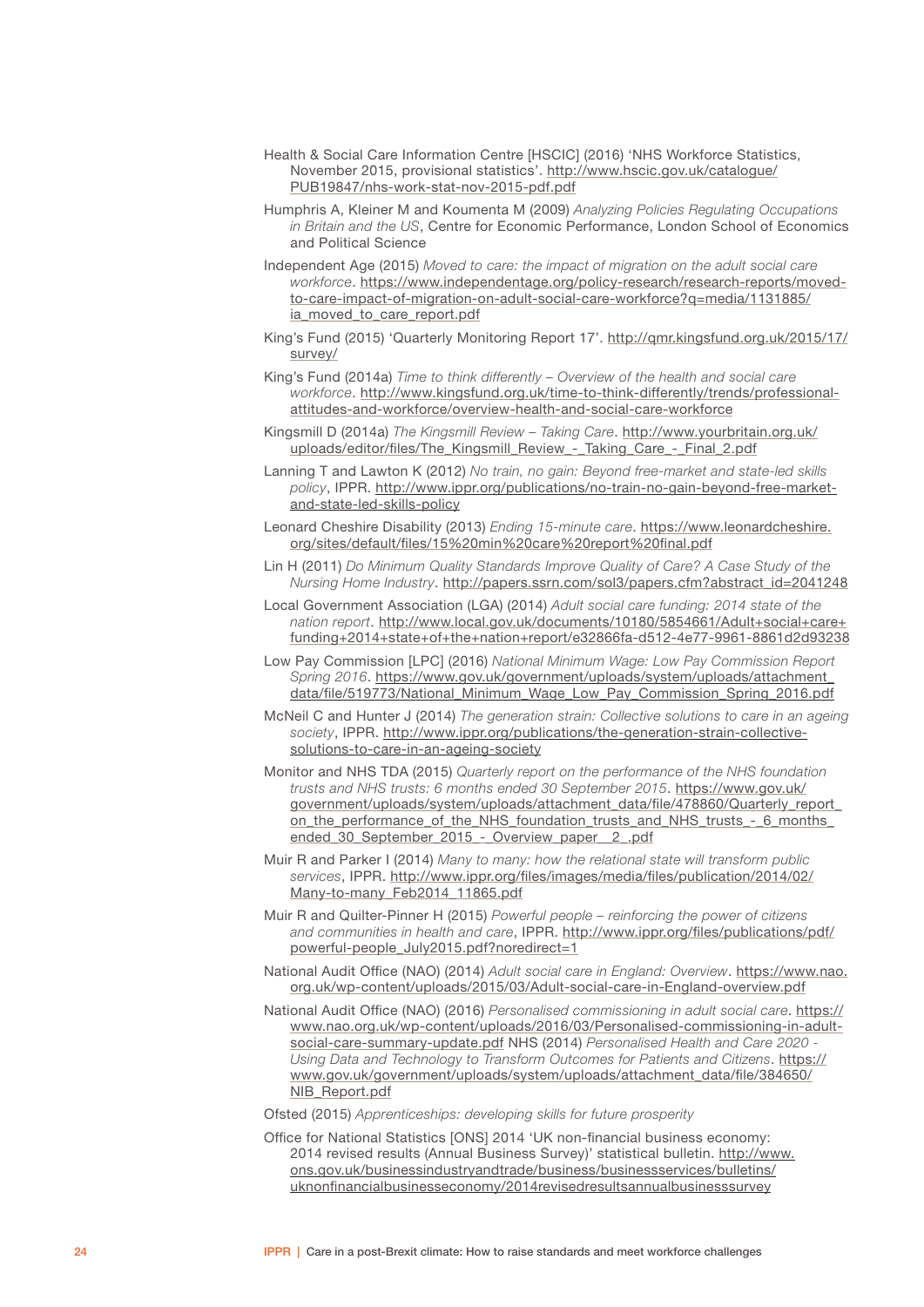Health & Social Care Information Centre [HSCIC] (2016) 'NHS Workforce Statistics, November 2015, provisional statistics'. http://www.hscic.gov.uk/catalogue/PUB19847/nhs-work-stat-nov-2015-pdf.pdf

Humphris A, Kleiner M and Koumenta M (2009) *Analyzing Policies Regulating Occupations in Britain and the US*, Centre for Economic Performance, London School of Economics and Political Science

Independent Age (2015) *Moved to care: the impact of migration on the adult social care workforce*. https://www.independentage.org/policy-research/research-reports/moved-to-care-impact-of-migration-on-adult-social-care-workforce?q=media/1131885/ia_moved_to_care_report.pdf

King's Fund (2015) 'Quarterly Monitoring Report 17'. http://qmr.kingsfund.org.uk/2015/17/survey/

King's Fund (2014a) *Time to think differently – Overview of the health and social care workforce*. http://www.kingsfund.org.uk/time-to-think-differently/trends/professional-attitudes-and-workforce/overview-health-and-social-care-workforce

Kingsmill D (2014a) *The Kingsmill Review – Taking Care*. http://www.yourbritain.org.uk/uploads/editor/files/The_Kingsmill_Review_-_Taking_Care_-_Final_2.pdf

Lanning T and Lawton K (2012) *No train, no gain: Beyond free-market and state-led skills policy*, IPPR. http://www.ippr.org/publications/no-train-no-gain-beyond-free-market-and-state-led-skills-policy

Leonard Cheshire Disability (2013) *Ending 15-minute care*. https://www.leonardcheshire.org/sites/default/files/15%20min%20care%20report%20final.pdf

Lin H (2011) *Do Minimum Quality Standards Improve Quality of Care? A Case Study of the Nursing Home Industry*. http://papers.ssrn.com/sol3/papers.cfm?abstract_id=2041248

Local Government Association (LGA) (2014) *Adult social care funding: 2014 state of the nation report*. http://www.local.gov.uk/documents/10180/5854661/Adult+social+care+funding+2014+state+of+the+nation+report/e32866fa-d512-4e77-9961-8861d2d93238

Low Pay Commission [LPC] (2016) *National Minimum Wage: Low Pay Commission Report Spring 2016*. https://www.gov.uk/government/uploads/system/uploads/attachment_data/file/519773/National_Minimum_Wage_Low_Pay_Commission_Spring_2016.pdf

McNeil C and Hunter J (2014) *The generation strain: Collective solutions to care in an ageing society*, IPPR. http://www.ippr.org/publications/the-generation-strain-collective-solutions-to-care-in-an-ageing-society

Monitor and NHS TDA (2015) *Quarterly report on the performance of the NHS foundation trusts and NHS trusts: 6 months ended 30 September 2015*. https://www.gov.uk/government/uploads/system/uploads/attachment_data/file/478860/Quarterly_report_on_the_performance_of_the_NHS_foundation_trusts_and_NHS_trusts_-_6_months_ended_30_September_2015_-_Overview_paper__2_.pdf

Muir R and Parker I (2014) *Many to many: how the relational state will transform public services*, IPPR. http://www.ippr.org/files/images/media/files/publication/2014/02/Many-to-many_Feb2014_11865.pdf

Muir R and Quilter-Pinner H (2015) *Powerful people – reinforcing the power of citizens and communities in health and care*, IPPR. http://www.ippr.org/files/publications/pdf/powerful-people_July2015.pdf?noredirect=1

National Audit Office (NAO) (2014) *Adult social care in England: Overview*. https://www.nao.org.uk/wp-content/uploads/2015/03/Adult-social-care-in-England-overview.pdf

National Audit Office (NAO) (2016) *Personalised commissioning in adult social care*. https://www.nao.org.uk/wp-content/uploads/2016/03/Personalised-commissioning-in-adult-social-care-summary-update.pdf NHS (2014) *Personalised Health and Care 2020 - Using Data and Technology to Transform Outcomes for Patients and Citizens*. https://www.gov.uk/government/uploads/system/uploads/attachment_data/file/384650/NIB_Report.pdf

Ofsted (2015) *Apprenticeships: developing skills for future prosperity*

Office for National Statistics [ONS] 2014 'UK non-financial business economy: 2014 revised results (Annual Business Survey)' statistical bulletin. http://www.ons.gov.uk/businessindustryandtrade/business/businessservices/bulletins/uknonfinancialbusinesseconomy/2014revisedresultsannualbusinesssurvey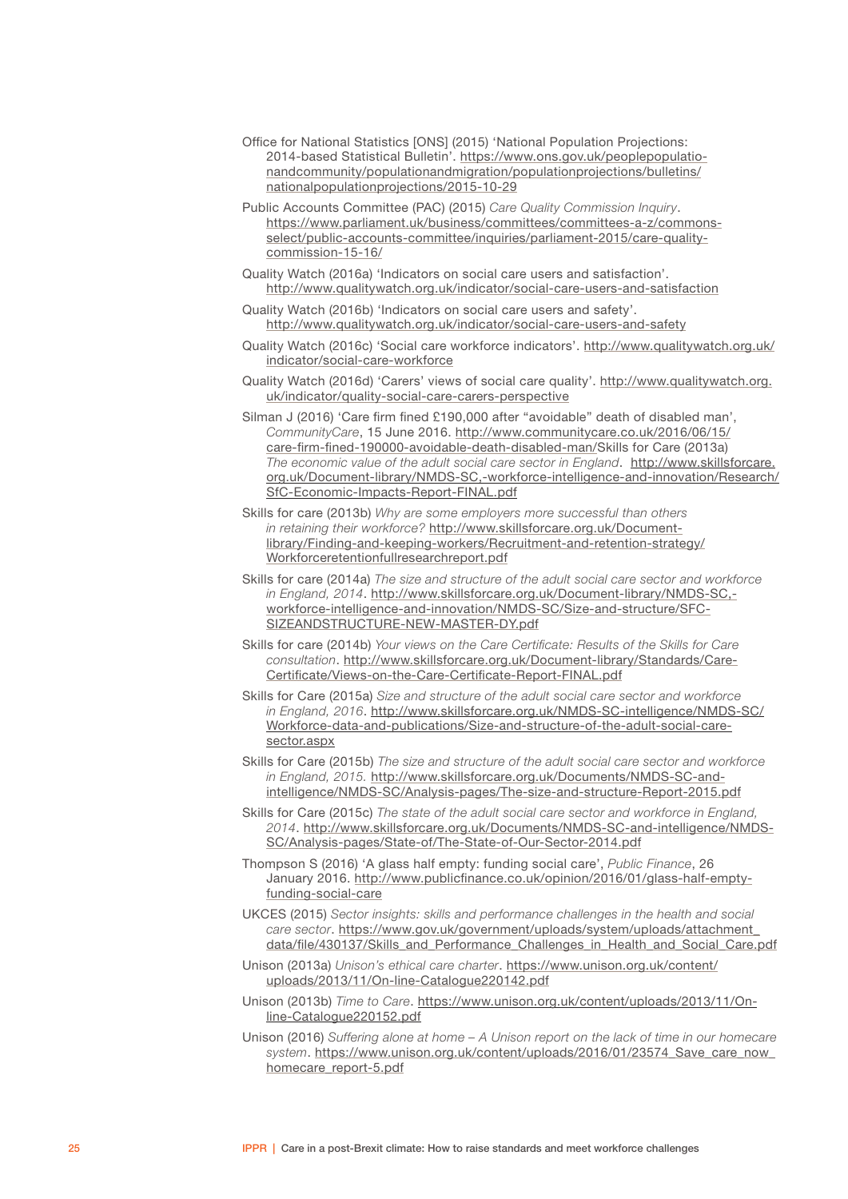Office for National Statistics [ONS] (2015) 'National Population Projections: 2014-based Statistical Bulletin'. https://www.ons.gov.uk/peoplepopulationandcommunity/populationandmigration/populationprojections/bulletins/nationalpopulationprojections/2015-10-29

Public Accounts Committee (PAC) (2015) *Care Quality Commission Inquiry*. https://www.parliament.uk/business/committees/committees-a-z/commons-select/public-accounts-committee/inquiries/parliament-2015/care-quality-commission-15-16/

Quality Watch (2016a) 'Indicators on social care users and satisfaction'. http://www.qualitywatch.org.uk/indicator/social-care-users-and-satisfaction

Quality Watch (2016b) 'Indicators on social care users and safety'. http://www.qualitywatch.org.uk/indicator/social-care-users-and-safety

Quality Watch (2016c) 'Social care workforce indicators'. http://www.qualitywatch.org.uk/indicator/social-care-workforce

Quality Watch (2016d) 'Carers' views of social care quality'. http://www.qualitywatch.org.uk/indicator/quality-social-care-carers-perspective

Silman J (2016) 'Care firm fined £190,000 after "avoidable" death of disabled man', *CommunityCare*, 15 June 2016. http://www.communitycare.co.uk/2016/06/15/care-firm-fined-190000-avoidable-death-disabled-man/Skills for Care (2013a) *The economic value of the adult social care sector in England*. http://www.skillsforcare.org.uk/Document-library/NMDS-SC,-workforce-intelligence-and-innovation/Research/SfC-Economic-Impacts-Report-FINAL.pdf

Skills for care (2013b) *Why are some employers more successful than others in retaining their workforce?* http://www.skillsforcare.org.uk/Document-library/Finding-and-keeping-workers/Recruitment-and-retention-strategy/Workforceretentionfullresearchreport.pdf

Skills for care (2014a) *The size and structure of the adult social care sector and workforce in England, 2014*. http://www.skillsforcare.org.uk/Document-library/NMDS-SC,-workforce-intelligence-and-innovation/NMDS-SC/Size-and-structure/SFC-SIZEANDSTRUCTURE-NEW-MASTER-DY.pdf

Skills for care (2014b) *Your views on the Care Certificate: Results of the Skills for Care consultation*. http://www.skillsforcare.org.uk/Document-library/Standards/Care-Certificate/Views-on-the-Care-Certificate-Report-FINAL.pdf

Skills for Care (2015a) *Size and structure of the adult social care sector and workforce in England, 2016*. http://www.skillsforcare.org.uk/NMDS-SC-intelligence/NMDS-SC/Workforce-data-and-publications/Size-and-structure-of-the-adult-social-care-sector.aspx

Skills for Care (2015b) *The size and structure of the adult social care sector and workforce in England, 2015.* http://www.skillsforcare.org.uk/Documents/NMDS-SC-and-intelligence/NMDS-SC/Analysis-pages/The-size-and-structure-Report-2015.pdf

Skills for Care (2015c) *The state of the adult social care sector and workforce in England, 2014*. http://www.skillsforcare.org.uk/Documents/NMDS-SC-and-intelligence/NMDS-SC/Analysis-pages/State-of/The-State-of-Our-Sector-2014.pdf

Thompson S (2016) 'A glass half empty: funding social care', *Public Finance*, 26 January 2016. http://www.publicfinance.co.uk/opinion/2016/01/glass-half-empty-funding-social-care

UKCES (2015) *Sector insights: skills and performance challenges in the health and social care sector*. https://www.gov.uk/government/uploads/system/uploads/attachment_data/file/430137/Skills_and_Performance_Challenges_in_Health_and_Social_Care.pdf

Unison (2013a) *Unison's ethical care charter*. https://www.unison.org.uk/content/uploads/2013/11/On-line-Catalogue220142.pdf

Unison (2013b) *Time to Care*. https://www.unison.org.uk/content/uploads/2013/11/On-line-Catalogue220152.pdf

Unison (2016) *Suffering alone at home – A Unison report on the lack of time in our homecare system*. https://www.unison.org.uk/content/uploads/2016/01/23574_Save_care_now_homecare_report-5.pdf